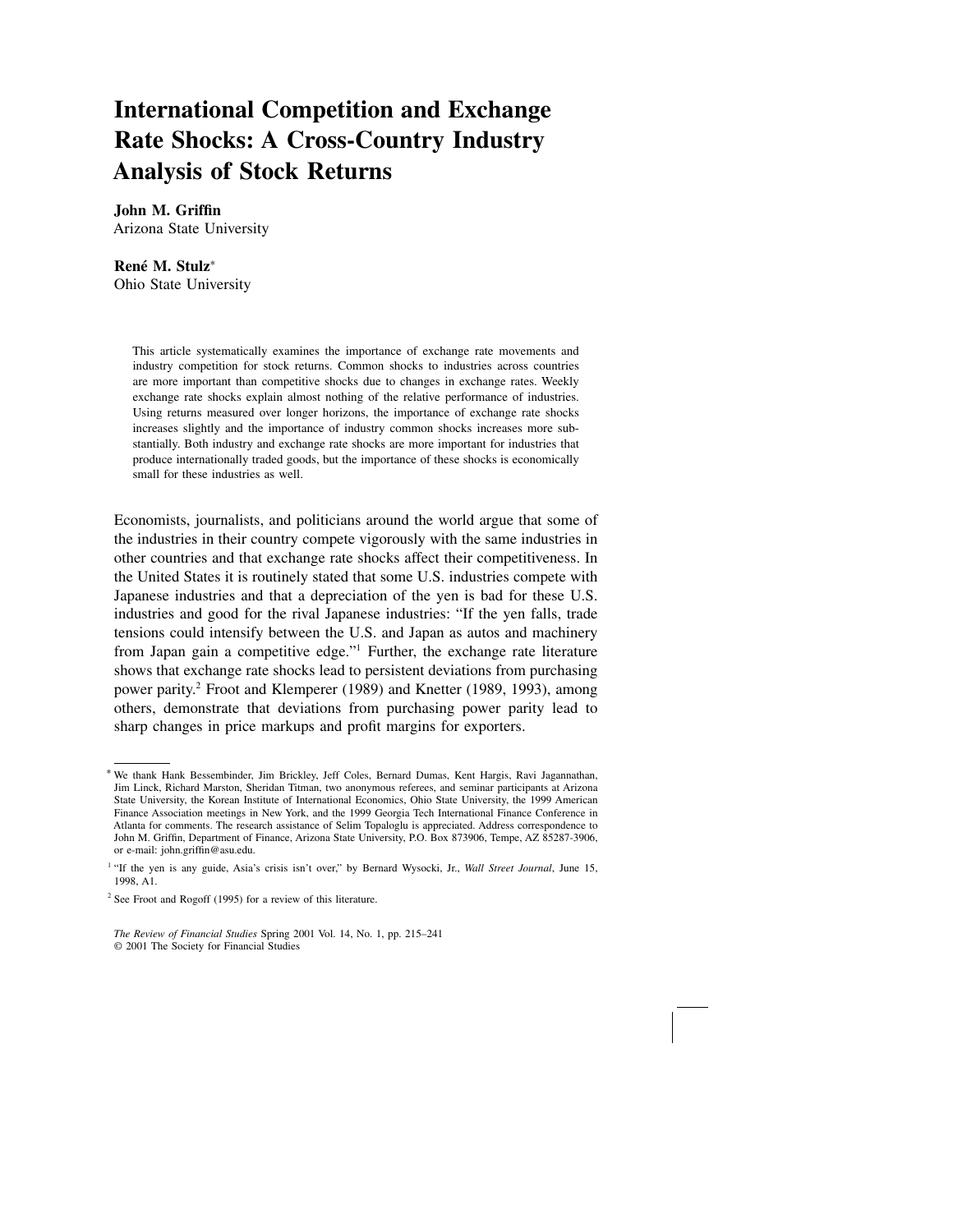# International Competition and Exchange Rate Shocks: A Cross-Country Industry Analysis of Stock Returns

**John M. Griffin**
Arizona State University

**René M. Stulz**[*]
Ohio State University

This article systematically examines the importance of exchange rate movements and industry competition for stock returns. Common shocks to industries across countries are more important than competitive shocks due to changes in exchange rates. Weekly exchange rate shocks explain almost nothing of the relative performance of industries. Using returns measured over longer horizons, the importance of exchange rate shocks increases slightly and the importance of industry common shocks increases more substantially. Both industry and exchange rate shocks are more important for industries that produce internationally traded goods, but the importance of these shocks is economically small for these industries as well.

Economists, journalists, and politicians around the world argue that some of the industries in their country compete vigorously with the same industries in other countries and that exchange rate shocks affect their competitiveness. In the United States it is routinely stated that some U.S. industries compete with Japanese industries and that a depreciation of the yen is bad for these U.S. industries and good for the rival Japanese industries: "If the yen falls, trade tensions could intensify between the U.S. and Japan as autos and machinery from Japan gain a competitive edge."[1] Further, the exchange rate literature shows that exchange rate shocks lead to persistent deviations from purchasing power parity.[2] Froot and Klemperer (1989) and Knetter (1989, 1993), among others, demonstrate that deviations from purchasing power parity lead to sharp changes in price markups and profit margins for exporters.

---

[*] We thank Hank Bessembinder, Jim Brickley, Jeff Coles, Bernard Dumas, Kent Hargis, Ravi Jagannathan, Jim Linck, Richard Marston, Sheridan Titman, two anonymous referees, and seminar participants at Arizona State University, the Korean Institute of International Economics, Ohio State University, the 1999 American Finance Association meetings in New York, and the 1999 Georgia Tech International Finance Conference in Atlanta for comments. The research assistance of Selim Topaloglu is appreciated. Address correspondence to John M. Griffin, Department of Finance, Arizona State University, P.O. Box 873906, Tempe, AZ 85287-3906, or e-mail: john.griffin@asu.edu.

[1] "If the yen is any guide, Asia's crisis isn't over," by Bernard Wysocki, Jr., *Wall Street Journal*, June 15, 1998, A1.

[2] See Froot and Rogoff (1995) for a review of this literature.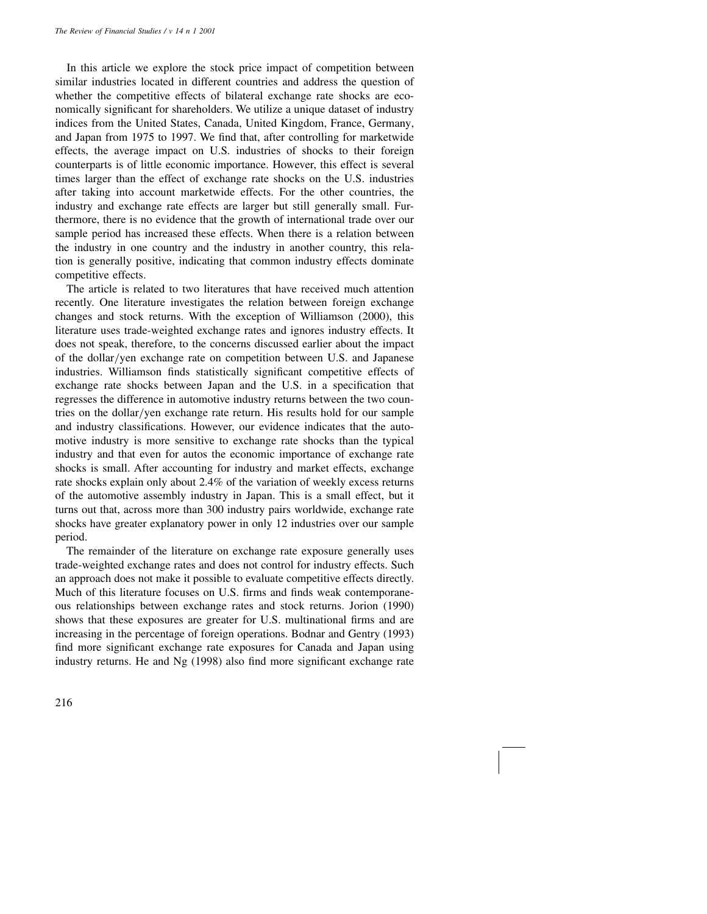In this article we explore the stock price impact of competition between similar industries located in different countries and address the question of whether the competitive effects of bilateral exchange rate shocks are economically significant for shareholders. We utilize a unique dataset of industry indices from the United States, Canada, United Kingdom, France, Germany, and Japan from 1975 to 1997. We find that, after controlling for marketwide effects, the average impact on U.S. industries of shocks to their foreign counterparts is of little economic importance. However, this effect is several times larger than the effect of exchange rate shocks on the U.S. industries after taking into account marketwide effects. For the other countries, the industry and exchange rate effects are larger but still generally small. Furthermore, there is no evidence that the growth of international trade over our sample period has increased these effects. When there is a relation between the industry in one country and the industry in another country, this relation is generally positive, indicating that common industry effects dominate competitive effects.

The article is related to two literatures that have received much attention recently. One literature investigates the relation between foreign exchange changes and stock returns. With the exception of Williamson (2000), this literature uses trade-weighted exchange rates and ignores industry effects. It does not speak, therefore, to the concerns discussed earlier about the impact of the dollar/yen exchange rate on competition between U.S. and Japanese industries. Williamson finds statistically significant competitive effects of exchange rate shocks between Japan and the U.S. in a specification that regresses the difference in automotive industry returns between the two countries on the dollar/yen exchange rate return. His results hold for our sample and industry classifications. However, our evidence indicates that the automotive industry is more sensitive to exchange rate shocks than the typical industry and that even for autos the economic importance of exchange rate shocks is small. After accounting for industry and market effects, exchange rate shocks explain only about 2.4% of the variation of weekly excess returns of the automotive assembly industry in Japan. This is a small effect, but it turns out that, across more than 300 industry pairs worldwide, exchange rate shocks have greater explanatory power in only 12 industries over our sample period.

The remainder of the literature on exchange rate exposure generally uses trade-weighted exchange rates and does not control for industry effects. Such an approach does not make it possible to evaluate competitive effects directly. Much of this literature focuses on U.S. firms and finds weak contemporaneous relationships between exchange rates and stock returns. Jorion (1990) shows that these exposures are greater for U.S. multinational firms and are increasing in the percentage of foreign operations. Bodnar and Gentry (1993) find more significant exchange rate exposures for Canada and Japan using industry returns. He and Ng (1998) also find more significant exchange rate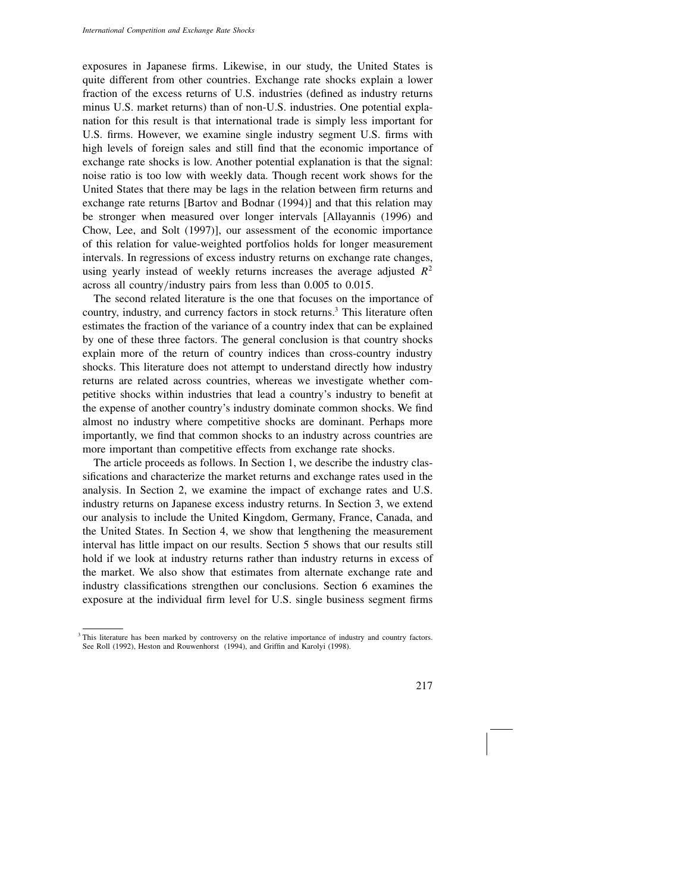exposures in Japanese firms. Likewise, in our study, the United States is quite different from other countries. Exchange rate shocks explain a lower fraction of the excess returns of U.S. industries (defined as industry returns minus U.S. market returns) than of non-U.S. industries. One potential explanation for this result is that international trade is simply less important for U.S. firms. However, we examine single industry segment U.S. firms with high levels of foreign sales and still find that the economic importance of exchange rate shocks is low. Another potential explanation is that the signal: noise ratio is too low with weekly data. Though recent work shows for the United States that there may be lags in the relation between firm returns and exchange rate returns [Bartov and Bodnar (1994)] and that this relation may be stronger when measured over longer intervals [Allayannis (1996) and Chow, Lee, and Solt (1997)], our assessment of the economic importance of this relation for value-weighted portfolios holds for longer measurement intervals. In regressions of excess industry returns on exchange rate changes, using yearly instead of weekly returns increases the average adjusted $R^2$ across all country/industry pairs from less than 0.005 to 0.015.

The second related literature is the one that focuses on the importance of country, industry, and currency factors in stock returns.[3] This literature often estimates the fraction of the variance of a country index that can be explained by one of these three factors. The general conclusion is that country shocks explain more of the return of country indices than cross-country industry shocks. This literature does not attempt to understand directly how industry returns are related across countries, whereas we investigate whether competitive shocks within industries that lead a country's industry to benefit at the expense of another country's industry dominate common shocks. We find almost no industry where competitive shocks are dominant. Perhaps more importantly, we find that common shocks to an industry across countries are more important than competitive effects from exchange rate shocks.

The article proceeds as follows. In Section 1, we describe the industry classifications and characterize the market returns and exchange rates used in the analysis. In Section 2, we examine the impact of exchange rates and U.S. industry returns on Japanese excess industry returns. In Section 3, we extend our analysis to include the United Kingdom, Germany, France, Canada, and the United States. In Section 4, we show that lengthening the measurement interval has little impact on our results. Section 5 shows that our results still hold if we look at industry returns rather than industry returns in excess of the market. We also show that estimates from alternate exchange rate and industry classifications strengthen our conclusions. Section 6 examines the exposure at the individual firm level for U.S. single business segment firms

[3] This literature has been marked by controversy on the relative importance of industry and country factors. See Roll (1992), Heston and Rouwenhorst (1994), and Griffin and Karolyi (1998).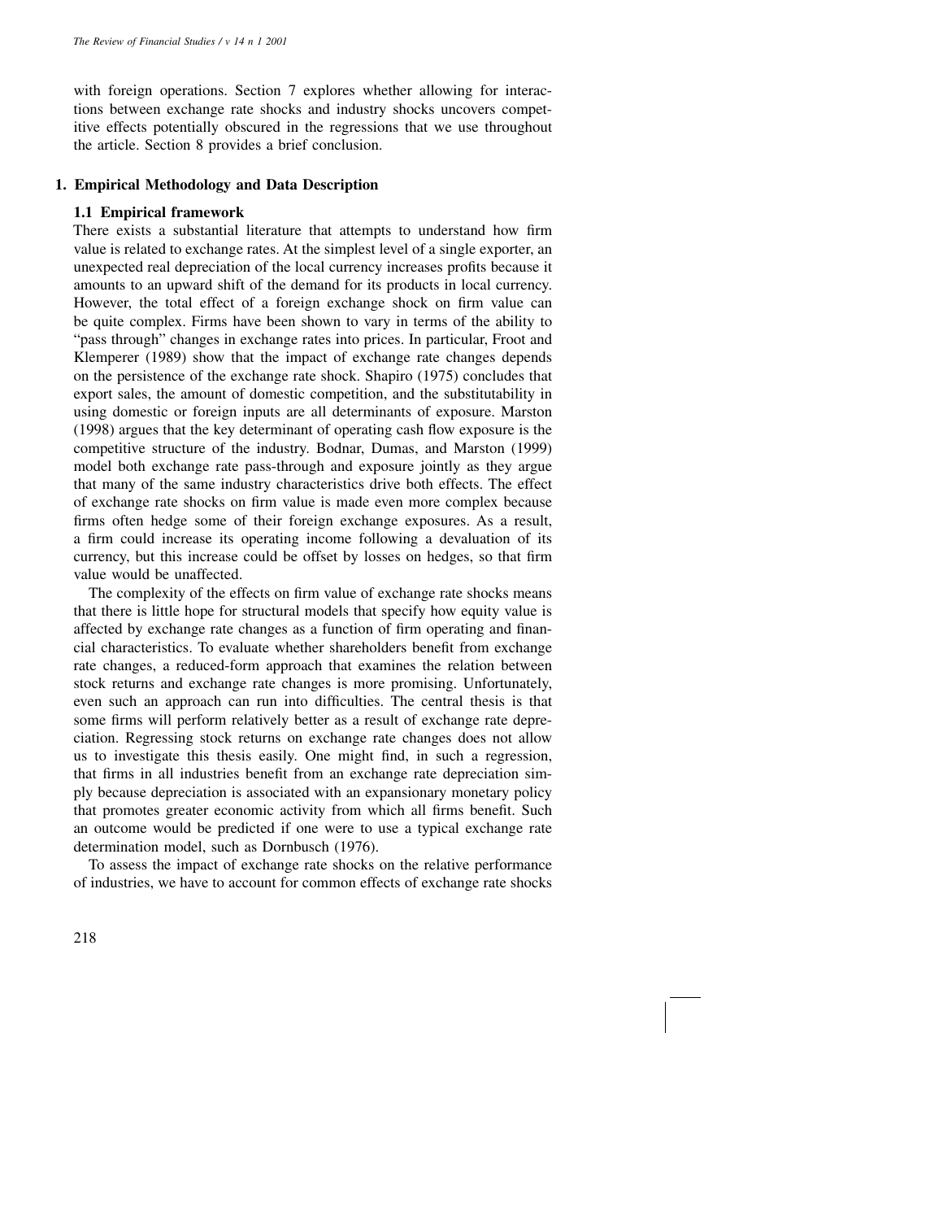with foreign operations. Section 7 explores whether allowing for interactions between exchange rate shocks and industry shocks uncovers competitive effects potentially obscured in the regressions that we use throughout the article. Section 8 provides a brief conclusion.

## 1. Empirical Methodology and Data Description

### 1.1 Empirical framework

There exists a substantial literature that attempts to understand how firm value is related to exchange rates. At the simplest level of a single exporter, an unexpected real depreciation of the local currency increases profits because it amounts to an upward shift of the demand for its products in local currency. However, the total effect of a foreign exchange shock on firm value can be quite complex. Firms have been shown to vary in terms of the ability to "pass through" changes in exchange rates into prices. In particular, Froot and Klemperer (1989) show that the impact of exchange rate changes depends on the persistence of the exchange rate shock. Shapiro (1975) concludes that export sales, the amount of domestic competition, and the substitutability in using domestic or foreign inputs are all determinants of exposure. Marston (1998) argues that the key determinant of operating cash flow exposure is the competitive structure of the industry. Bodnar, Dumas, and Marston (1999) model both exchange rate pass-through and exposure jointly as they argue that many of the same industry characteristics drive both effects. The effect of exchange rate shocks on firm value is made even more complex because firms often hedge some of their foreign exchange exposures. As a result, a firm could increase its operating income following a devaluation of its currency, but this increase could be offset by losses on hedges, so that firm value would be unaffected.

The complexity of the effects on firm value of exchange rate shocks means that there is little hope for structural models that specify how equity value is affected by exchange rate changes as a function of firm operating and financial characteristics. To evaluate whether shareholders benefit from exchange rate changes, a reduced-form approach that examines the relation between stock returns and exchange rate changes is more promising. Unfortunately, even such an approach can run into difficulties. The central thesis is that some firms will perform relatively better as a result of exchange rate depreciation. Regressing stock returns on exchange rate changes does not allow us to investigate this thesis easily. One might find, in such a regression, that firms in all industries benefit from an exchange rate depreciation simply because depreciation is associated with an expansionary monetary policy that promotes greater economic activity from which all firms benefit. Such an outcome would be predicted if one were to use a typical exchange rate determination model, such as Dornbusch (1976).

To assess the impact of exchange rate shocks on the relative performance of industries, we have to account for common effects of exchange rate shocks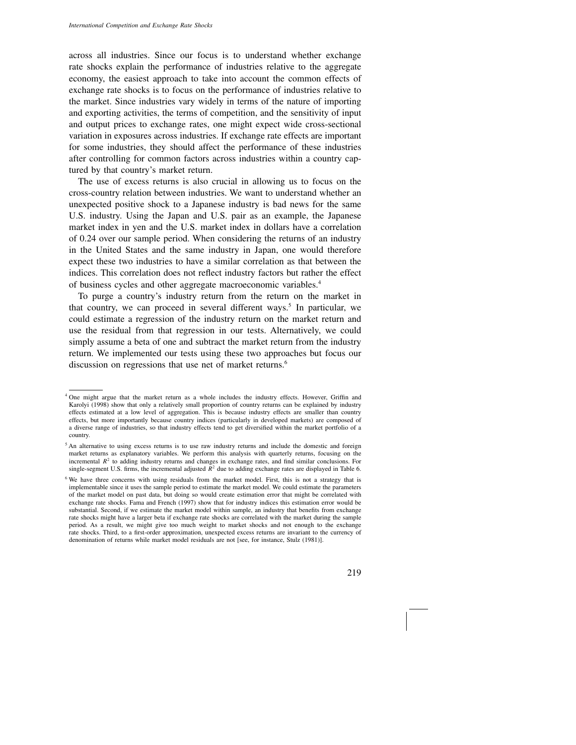across all industries. Since our focus is to understand whether exchange rate shocks explain the performance of industries relative to the aggregate economy, the easiest approach to take into account the common effects of exchange rate shocks is to focus on the performance of industries relative to the market. Since industries vary widely in terms of the nature of importing and exporting activities, the terms of competition, and the sensitivity of input and output prices to exchange rates, one might expect wide cross-sectional variation in exposures across industries. If exchange rate effects are important for some industries, they should affect the performance of these industries after controlling for common factors across industries within a country captured by that country's market return.

The use of excess returns is also crucial in allowing us to focus on the cross-country relation between industries. We want to understand whether an unexpected positive shock to a Japanese industry is bad news for the same U.S. industry. Using the Japan and U.S. pair as an example, the Japanese market index in yen and the U.S. market index in dollars have a correlation of 0.24 over our sample period. When considering the returns of an industry in the United States and the same industry in Japan, one would therefore expect these two industries to have a similar correlation as that between the indices. This correlation does not reflect industry factors but rather the effect of business cycles and other aggregate macroeconomic variables.[4]

To purge a country's industry return from the return on the market in that country, we can proceed in several different ways.[5] In particular, we could estimate a regression of the industry return on the market return and use the residual from that regression in our tests. Alternatively, we could simply assume a beta of one and subtract the market return from the industry return. We implemented our tests using these two approaches but focus our discussion on regressions that use net of market returns.[6]

---

[4] One might argue that the market return as a whole includes the industry effects. However, Griffin and Karolyi (1998) show that only a relatively small proportion of country returns can be explained by industry effects estimated at a low level of aggregation. This is because industry effects are smaller than country effects, but more importantly because country indices (particularly in developed markets) are composed of a diverse range of industries, so that industry effects tend to get diversified within the market portfolio of a country.

[5] An alternative to using excess returns is to use raw industry returns and include the domestic and foreign market returns as explanatory variables. We perform this analysis with quarterly returns, focusing on the incremental $R^2$ to adding industry returns and changes in exchange rates, and find similar conclusions. For single-segment U.S. firms, the incremental adjusted $\bar{R}^2$ due to adding exchange rates are displayed in Table 6.

[6] We have three concerns with using residuals from the market model. First, this is not a strategy that is implementable since it uses the sample period to estimate the market model. We could estimate the parameters of the market model on past data, but doing so would create estimation error that might be correlated with exchange rate shocks. Fama and French (1997) show that for industry indices this estimation error would be substantial. Second, if we estimate the market model within sample, an industry that benefits from exchange rate shocks might have a larger beta if exchange rate shocks are correlated with the market during the sample period. As a result, we might give too much weight to market shocks and not enough to the exchange rate shocks. Third, to a first-order approximation, unexpected excess returns are invariant to the currency of denomination of returns while market model residuals are not [see, for instance, Stulz (1981)].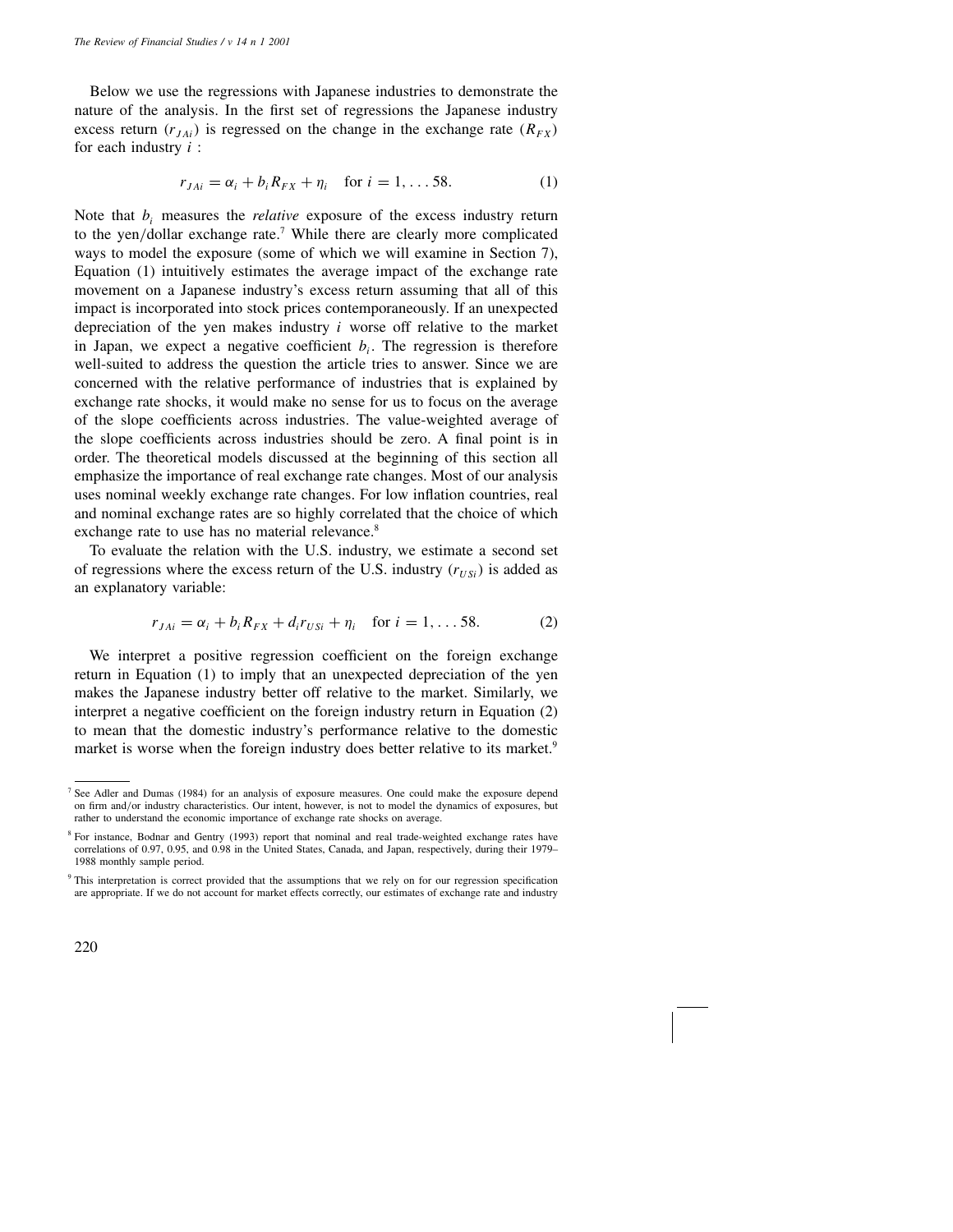Below we use the regressions with Japanese industries to demonstrate the nature of the analysis. In the first set of regressions the Japanese industry excess return ($r_{JAi}$) is regressed on the change in the exchange rate ($R_{FX}$) for each industry $i$ :

$$r_{JAi} = \alpha_i + b_i R_{FX} + \eta_i \quad \text{for } i = 1, \ldots 58. \tag{1}$$

Note that $b_i$ measures the *relative* exposure of the excess industry return to the yen/dollar exchange rate.[7] While there are clearly more complicated ways to model the exposure (some of which we will examine in Section 7), Equation (1) intuitively estimates the average impact of the exchange rate movement on a Japanese industry's excess return assuming that all of this impact is incorporated into stock prices contemporaneously. If an unexpected depreciation of the yen makes industry $i$ worse off relative to the market in Japan, we expect a negative coefficient $b_i$. The regression is therefore well-suited to address the question the article tries to answer. Since we are concerned with the relative performance of industries that is explained by exchange rate shocks, it would make no sense for us to focus on the average of the slope coefficients across industries. The value-weighted average of the slope coefficients across industries should be zero. A final point is in order. The theoretical models discussed at the beginning of this section all emphasize the importance of real exchange rate changes. Most of our analysis uses nominal weekly exchange rate changes. For low inflation countries, real and nominal exchange rates are so highly correlated that the choice of which exchange rate to use has no material relevance.[8]

To evaluate the relation with the U.S. industry, we estimate a second set of regressions where the excess return of the U.S. industry ($r_{USi}$) is added as an explanatory variable:

$$r_{JAi} = \alpha_i + b_i R_{FX} + d_i r_{USi} + \eta_i \quad \text{for } i = 1, \ldots 58. \tag{2}$$

We interpret a positive regression coefficient on the foreign exchange return in Equation (1) to imply that an unexpected depreciation of the yen makes the Japanese industry better off relative to the market. Similarly, we interpret a negative coefficient on the foreign industry return in Equation (2) to mean that the domestic industry's performance relative to the domestic market is worse when the foreign industry does better relative to its market.[9]

---

[7] See Adler and Dumas (1984) for an analysis of exposure measures. One could make the exposure depend on firm and/or industry characteristics. Our intent, however, is not to model the dynamics of exposures, but rather to understand the economic importance of exchange rate shocks on average.

[8] For instance, Bodnar and Gentry (1993) report that nominal and real trade-weighted exchange rates have correlations of 0.97, 0.95, and 0.98 in the United States, Canada, and Japan, respectively, during their 1979–1988 monthly sample period.

[9] This interpretation is correct provided that the assumptions that we rely on for our regression specification are appropriate. If we do not account for market effects correctly, our estimates of exchange rate and industry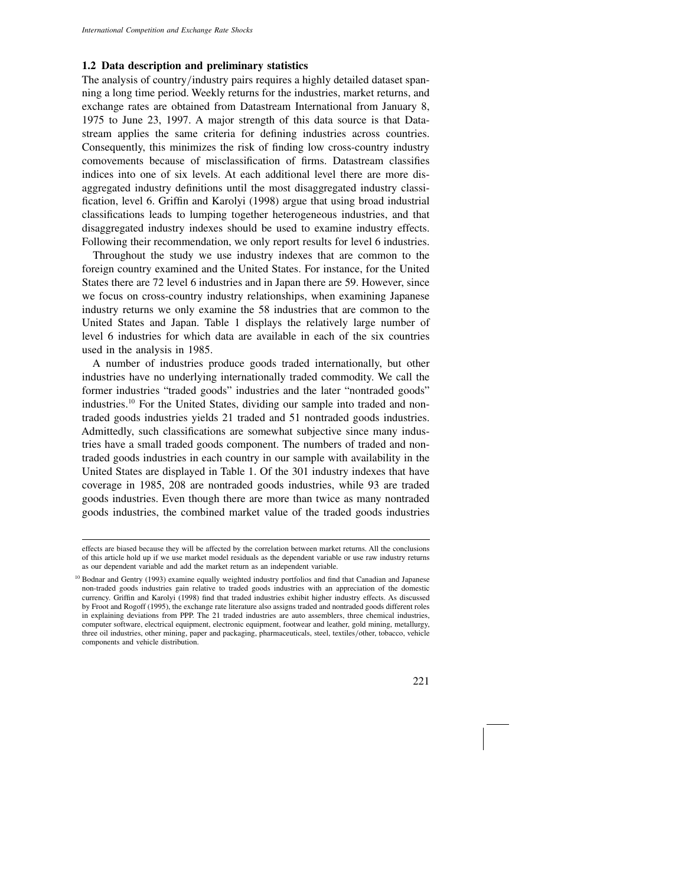### 1.2 Data description and preliminary statistics

The analysis of country/industry pairs requires a highly detailed dataset spanning a long time period. Weekly returns for the industries, market returns, and exchange rates are obtained from Datastream International from January 8, 1975 to June 23, 1997. A major strength of this data source is that Datastream applies the same criteria for defining industries across countries. Consequently, this minimizes the risk of finding low cross-country industry comovements because of misclassification of firms. Datastream classifies indices into one of six levels. At each additional level there are more disaggregated industry definitions until the most disaggregated industry classification, level 6. Griffin and Karolyi (1998) argue that using broad industrial classifications leads to lumping together heterogeneous industries, and that disaggregated industry indexes should be used to examine industry effects. Following their recommendation, we only report results for level 6 industries.

Throughout the study we use industry indexes that are common to the foreign country examined and the United States. For instance, for the United States there are 72 level 6 industries and in Japan there are 59. However, since we focus on cross-country industry relationships, when examining Japanese industry returns we only examine the 58 industries that are common to the United States and Japan. Table 1 displays the relatively large number of level 6 industries for which data are available in each of the six countries used in the analysis in 1985.

A number of industries produce goods traded internationally, but other industries have no underlying internationally traded commodity. We call the former industries "traded goods" industries and the later "nontraded goods" industries.[10] For the United States, dividing our sample into traded and nontraded goods industries yields 21 traded and 51 nontraded goods industries. Admittedly, such classifications are somewhat subjective since many industries have a small traded goods component. The numbers of traded and nontraded goods industries in each country in our sample with availability in the United States are displayed in Table 1. Of the 301 industry indexes that have coverage in 1985, 208 are nontraded goods industries, while 93 are traded goods industries. Even though there are more than twice as many nontraded goods industries, the combined market value of the traded goods industries

---

effects are biased because they will be affected by the correlation between market returns. All the conclusions of this article hold up if we use market model residuals as the dependent variable or use raw industry returns as our dependent variable and add the market return as an independent variable.

[10] Bodnar and Gentry (1993) examine equally weighted industry portfolios and find that Canadian and Japanese non-traded goods industries gain relative to traded goods industries with an appreciation of the domestic currency. Griffin and Karolyi (1998) find that traded industries exhibit higher industry effects. As discussed by Froot and Rogoff (1995), the exchange rate literature also assigns traded and nontraded goods different roles in explaining deviations from PPP. The 21 traded industries are auto assemblers, three chemical industries, computer software, electrical equipment, electronic equipment, footwear and leather, gold mining, metallurgy, three oil industries, other mining, paper and packaging, pharmaceuticals, steel, textiles/other, tobacco, vehicle components and vehicle distribution.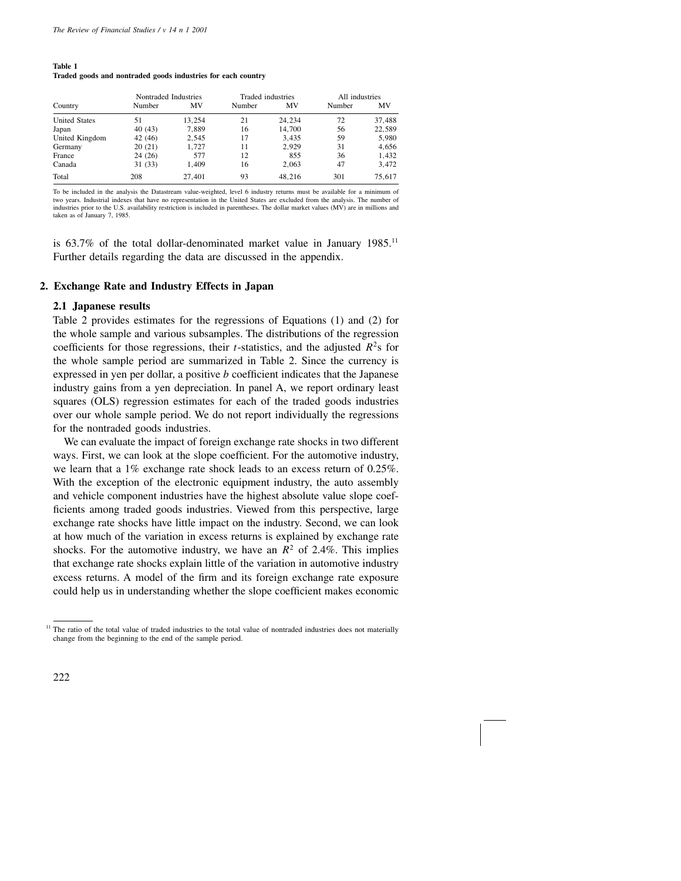**Table 1**
**Traded goods and nontraded goods industries for each country**

| Country | Nontraded Industries | | Traded industries | | All industries | |
|---|---|---|---|---|---|---|
| | Number | MV | Number | MV | Number | MV |
| United States | 51 | 13,254 | 21 | 24,234 | 72 | 37,488 |
| Japan | 40 (43) | 7,889 | 16 | 14,700 | 56 | 22,589 |
| United Kingdom | 42 (46) | 2,545 | 17 | 3,435 | 59 | 5,980 |
| Germany | 20 (21) | 1,727 | 11 | 2,929 | 31 | 4,656 |
| France | 24 (26) | 577 | 12 | 855 | 36 | 1,432 |
| Canada | 31 (33) | 1,409 | 16 | 2,063 | 47 | 3,472 |
| Total | 208 | 27,401 | 93 | 48,216 | 301 | 75,617 |

To be included in the analysis the Datastream value-weighted, level 6 industry returns must be available for a minimum of two years. Industrial indexes that have no representation in the United States are excluded from the analysis. The number of industries prior to the U.S. availability restriction is included in parentheses. The dollar market values (MV) are in millions and taken as of January 7, 1985.

is 63.7% of the total dollar-denominated market value in January 1985.[11] Further details regarding the data are discussed in the appendix.

## 2. Exchange Rate and Industry Effects in Japan

### 2.1 Japanese results

Table 2 provides estimates for the regressions of Equations (1) and (2) for the whole sample and various subsamples. The distributions of the regression coefficients for those regressions, their $t$-statistics, and the adjusted $R^2$s for the whole sample period are summarized in Table 2. Since the currency is expressed in yen per dollar, a positive $b$ coefficient indicates that the Japanese industry gains from a yen depreciation. In panel A, we report ordinary least squares (OLS) regression estimates for each of the traded goods industries over our whole sample period. We do not report individually the regressions for the nontraded goods industries.

We can evaluate the impact of foreign exchange rate shocks in two different ways. First, we can look at the slope coefficient. For the automotive industry, we learn that a 1% exchange rate shock leads to an excess return of 0.25%. With the exception of the electronic equipment industry, the auto assembly and vehicle component industries have the highest absolute value slope coefficients among traded goods industries. Viewed from this perspective, large exchange rate shocks have little impact on the industry. Second, we can look at how much of the variation in excess returns is explained by exchange rate shocks. For the automotive industry, we have an $R^2$ of 2.4%. This implies that exchange rate shocks explain little of the variation in automotive industry excess returns. A model of the firm and its foreign exchange rate exposure could help us in understanding whether the slope coefficient makes economic

[11] The ratio of the total value of traded industries to the total value of nontraded industries does not materially change from the beginning to the end of the sample period.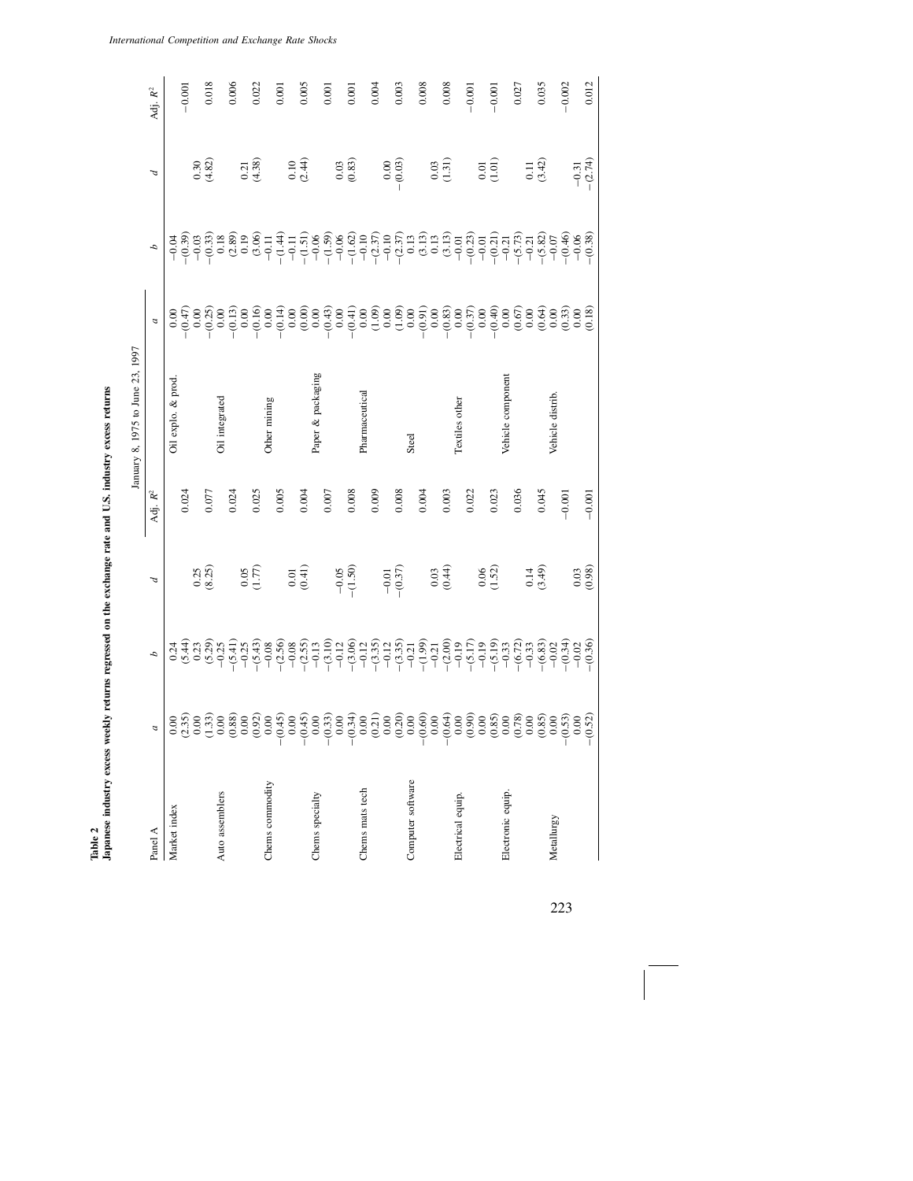**Table 2**
**Japanese industry excess weekly returns regressed on the exchange rate and U.S. industry excess returns**

| Panel A | | | | | | | | | |
|---|---|---|---|---|---|---|---|---|---|
| | | | | January 8, 1975 to June 23, 1997 | | | | | |
| | $a$ | $b$ | $d$ | Adj. $R^2$ | | $a$ | $b$ | $d$ | Adj. $R^2$ |
| Market index | 0.00 | 0.24 | | | Oil explo. & prod. | 0.00 | −0.04 | | |
| | (2.35) | (5.44) | | 0.024 | | −(0.47) | −(0.39) | | −0.001 |
| | 0.00 | 0.23 | 0.25 | | | 0.00 | −0.03 | 0.30 | |
| | (1.33) | (5.29) | (8.25) | 0.077 | | −(0.25) | −(0.33) | (4.82) | 0.018 |
| Auto assemblers | 0.00 | −0.25 | | | Oil integrated | 0.00 | 0.18 | | |
| | (0.88) | −(5.41) | | 0.024 | | −(0.13) | (2.89) | | 0.006 |
| | 0.00 | −0.25 | 0.05 | | | 0.00 | 0.19 | 0.21 | |
| | (0.92) | −(5.43) | (1.77) | 0.025 | | −(0.16) | (3.06) | (4.38) | 0.022 |
| Chems commodity | 0.00 | −0.08 | | | Other mining | 0.00 | −0.11 | | |
| | −(0.45) | −(2.56) | | 0.005 | | −(0.14) | −(1.44) | | 0.001 |
| | 0.00 | −0.08 | 0.01 | | | 0.00 | −0.11 | 0.10 | |
| | −(0.45) | −(2.55) | (0.41) | 0.004 | | (0.00) | −(1.51) | (2.44) | 0.005 |
| Chems specialty | 0.00 | −0.13 | | | Paper & packaging | 0.00 | −0.06 | | |
| | −(0.33) | −(3.10) | | 0.007 | | −(0.43) | −(1.59) | | 0.001 |
| | 0.00 | −0.12 | −0.05 | | | 0.00 | −0.06 | 0.03 | |
| | −(0.34) | −(3.06) | −(1.50) | 0.008 | | −(0.41) | −(1.62) | (0.83) | 0.001 |
| Chems mats tech | 0.00 | −0.12 | | | Pharmaceutical | 0.00 | −0.10 | | |
| | (0.21) | −(3.35) | | 0.009 | | (1.09) | −(2.37) | | 0.004 |
| | 0.00 | −0.12 | −0.01 | | | 0.00 | −0.10 | 0.00 | |
| | (0.20) | −(3.35) | −(0.37) | 0.008 | | (1.09) | −(2.37) | −(0.03) | 0.003 |
| Computer software | 0.00 | −0.21 | | | Steel | 0.00 | 0.13 | | |
| | −(0.60) | −(1.99) | | 0.004 | | −(0.91) | (3.13) | | 0.008 |
| | 0.00 | −0.21 | 0.03 | | | 0.00 | 0.13 | 0.03 | |
| | −(0.64) | −(2.00) | (0.44) | 0.003 | | −(0.83) | (3.13) | (1.31) | 0.008 |
| Electrical equip. | 0.00 | −0.19 | | | Textiles other | 0.00 | −0.01 | | |
| | (0.90) | −(5.17) | | 0.022 | | −(0.37) | −(0.23) | | −0.001 |
| | 0.00 | −0.19 | 0.06 | | | 0.00 | −0.01 | 0.01 | |
| | (0.85) | −(5.19) | (1.52) | 0.023 | | −(0.40) | −(0.21) | (1.01) | −0.001 |
| Electronic equip. | 0.00 | −0.33 | | | Vehicle component | 0.00 | −0.21 | | |
| | (0.78) | −(6.72) | | 0.036 | | (0.67) | −(5.73) | | 0.027 |
| | 0.00 | −0.33 | 0.14 | | | 0.00 | −0.21 | 0.11 | |
| | (0.85) | −(6.83) | (3.49) | 0.045 | | (0.64) | −(5.82) | (3.42) | 0.035 |
| Metallurgy | 0.00 | −0.02 | | | Vehicle distrib. | 0.00 | −0.07 | | |
| | −(0.53) | −(0.34) | | −0.001 | | (0.33) | −(0.46) | | −0.002 |
| | 0.00 | −0.02 | 0.03 | | | 0.00 | −0.06 | −0.31 | |
| | −(0.52) | −(0.36) | (0.98) | −0.001 | | (0.18) | −(0.38) | −(2.74) | 0.012 |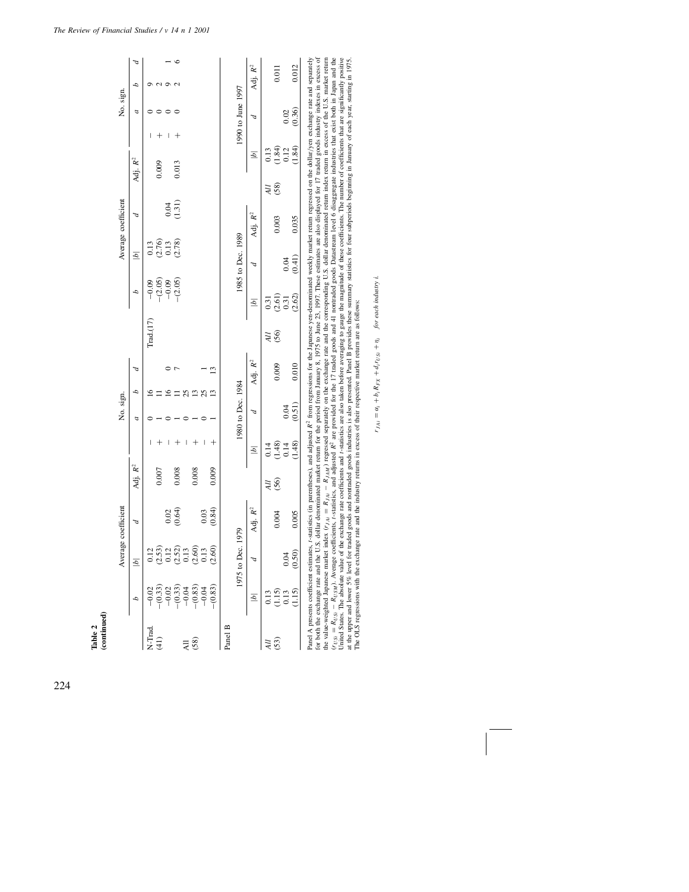**Table 2**
**(continued)**

|  | Average coefficient | | | | | No. sign. | | |  | Average coefficient | | | | | No. sign. | | |
|---|---|---|---|---|---|---|---|---|---|---|---|---|---|---|---|---|---|
|  | $b$ | $\|b\|$ | $d$ | Adj. $R^2$ |  | $a$ | $b$ | $d$ |  | $b$ | $\|b\|$ | $d$ | Adj. $R^2$ |  | $a$ | $b$ | $d$ |
| N-Trad. | −0.02 | 0.12 |  |  | − | 0 | 16 |  | Trad.(17) | −0.09 | 0.13 |  |  | − | 0 | 9 |  |
| (41) | −(0.33) | (2.53) |  | 0.007 | + | 1 | 11 |  |  | −(2.05) | (2.76) |  | 0.009 | + | 0 | 2 |  |
|  | −0.02 | 0.12 | 0.02 |  | − | 0 | 16 | 0 |  | −0.09 | 0.13 | 0.04 |  | − | 0 | 9 | 1 |
|  | −(0.33) | (2.52) | (0.64) | 0.008 | + | 1 | 11 | 7 |  | −(2.05) | (2.78) | (1.31) | 0.013 | + | 0 | 2 | 6 |
| All | −0.04 | 0.13 |  |  | − | 0 | 25 |  |  |  |  |  |  |  |  |  |  |
| (58) | −(0.83) | (2.60) |  | 0.008 | + | 1 | 13 |  |  |  |  |  |  |  |  |  |  |
|  | −0.04 | 0.13 | 0.03 |  | − | 0 | 25 | 1 |  |  |  |  |  |  |  |  |  |
|  | −(0.83) | (2.60) | (0.84) | 0.009 | + | 1 | 13 | 13 |  |  |  |  |  |  |  |  |  |

Panel B

|  | 1975 to Dec. 1979 | | |  | 1980 to Dec. 1984 | | |  | 1985 to Dec. 1989 | | |  | 1990 to June 1997 | | |
|---|---|---|---|---|---|---|---|---|---|---|---|---|---|---|---|
|  | $\|b\|$ | $d$ | Adj. $R^2$ |  | $\|b\|$ | $d$ | Adj. $R^2$ |  | $\|b\|$ | $d$ | Adj. $R^2$ |  | $\|b\|$ | $d$ | Adj. $R^2$ |
| *All* | 0.13 |  |  | *All* | 0.14 |  |  | *All* | 0.31 |  |  | *All* | 0.13 |  |  |
| (53) | (1.15) |  | 0.004 | (56) | (1.48) |  | 0.009 | (56) | (2.61) |  | 0.003 | (58) | (1.84) |  | 0.011 |
|  | 0.13 | 0.04 |  |  | 0.14 | 0.04 |  |  | 0.31 | 0.04 |  |  | 0.12 | 0.02 |  |
|  | (1.15) | (0.50) | 0.005 |  | (1.48) | (0.51) | 0.010 |  | (2.62) | (0.41) | 0.035 |  | (1.84) | (0.36) | 0.012 |

Panel A presents coefficient estimates, $t$-statistics (in parentheses), and adjusted $R^2$ from regressions for the Japanese yen-denominated weekly market return regressed on the dollar/yen exchange rate and separately for both the exchange rate and the U.S. dollar denominated market return for the period from January 8, 1975 to June 23, 1997. These estimates are also displayed for 17 traded goods industry indexes in excess of the value-weighted Japanese market index ($r_{JAi} = R_{JAi} - R_{JAM}$) regressed separately on the exchange rate and the corresponding U.S. dollar denominated return index return in excess of the U.S. market return ($r_{USi} = R_{USi} - R_{USM}$). Average coefficients, $t$-statistics, and adjusted $R^2$ are provided for the 17 traded goods and 41 nontraded goods Datastream level 6 disaggregate industries that exist both in Japan and the United States. The absolute value of the exchange rate coefficients and $t$-statistics are also taken before averaging to gauge the magnitude of these coefficients. The number of coefficients that are significantly positive at the upper and lower 5% level for traded goods and nontraded goods industries is also presented. Panel B provides these summary statistics for four subperiods beginning in January of each year, starting in 1975. The OLS regressions with the exchange rate and the industry returns in excess of their respective market return are as follows:

$$r_{JAi} = \alpha_i + b_i R_{FX} + d_i r_{USi} + \eta_i \quad \text{for each industry } i.$$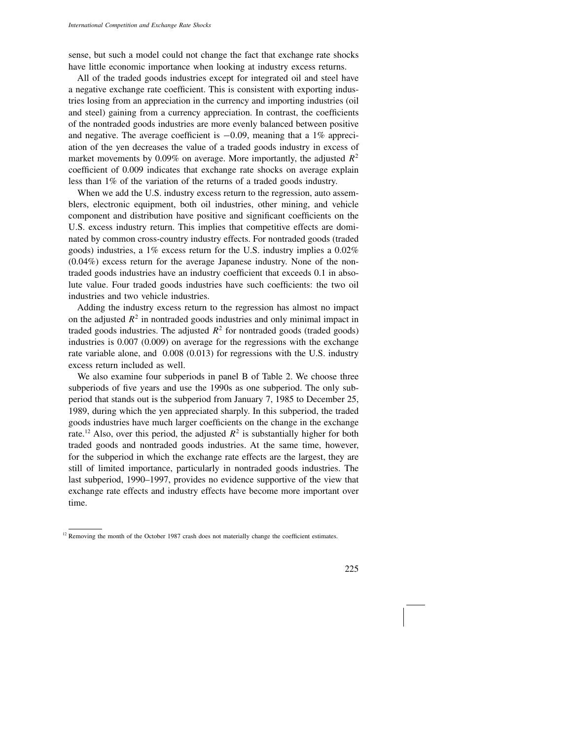sense, but such a model could not change the fact that exchange rate shocks have little economic importance when looking at industry excess returns.

All of the traded goods industries except for integrated oil and steel have a negative exchange rate coefficient. This is consistent with exporting industries losing from an appreciation in the currency and importing industries (oil and steel) gaining from a currency appreciation. In contrast, the coefficients of the nontraded goods industries are more evenly balanced between positive and negative. The average coefficient is $-0.09$, meaning that a 1% appreciation of the yen decreases the value of a traded goods industry in excess of market movements by 0.09% on average. More importantly, the adjusted $R^2$ coefficient of 0.009 indicates that exchange rate shocks on average explain less than 1% of the variation of the returns of a traded goods industry.

When we add the U.S. industry excess return to the regression, auto assemblers, electronic equipment, both oil industries, other mining, and vehicle component and distribution have positive and significant coefficients on the U.S. excess industry return. This implies that competitive effects are dominated by common cross-country industry effects. For nontraded goods (traded goods) industries, a 1% excess return for the U.S. industry implies a 0.02% (0.04%) excess return for the average Japanese industry. None of the nontraded goods industries have an industry coefficient that exceeds 0.1 in absolute value. Four traded goods industries have such coefficients: the two oil industries and two vehicle industries.

Adding the industry excess return to the regression has almost no impact on the adjusted $R^2$ in nontraded goods industries and only minimal impact in traded goods industries. The adjusted $R^2$ for nontraded goods (traded goods) industries is 0.007 (0.009) on average for the regressions with the exchange rate variable alone, and 0.008 (0.013) for regressions with the U.S. industry excess return included as well.

We also examine four subperiods in panel B of Table 2. We choose three subperiods of five years and use the 1990s as one subperiod. The only subperiod that stands out is the subperiod from January 7, 1985 to December 25, 1989, during which the yen appreciated sharply. In this subperiod, the traded goods industries have much larger coefficients on the change in the exchange rate.[12] Also, over this period, the adjusted $R^2$ is substantially higher for both traded goods and nontraded goods industries. At the same time, however, for the subperiod in which the exchange rate effects are the largest, they are still of limited importance, particularly in nontraded goods industries. The last subperiod, 1990–1997, provides no evidence supportive of the view that exchange rate effects and industry effects have become more important over time.

[12] Removing the month of the October 1987 crash does not materially change the coefficient estimates.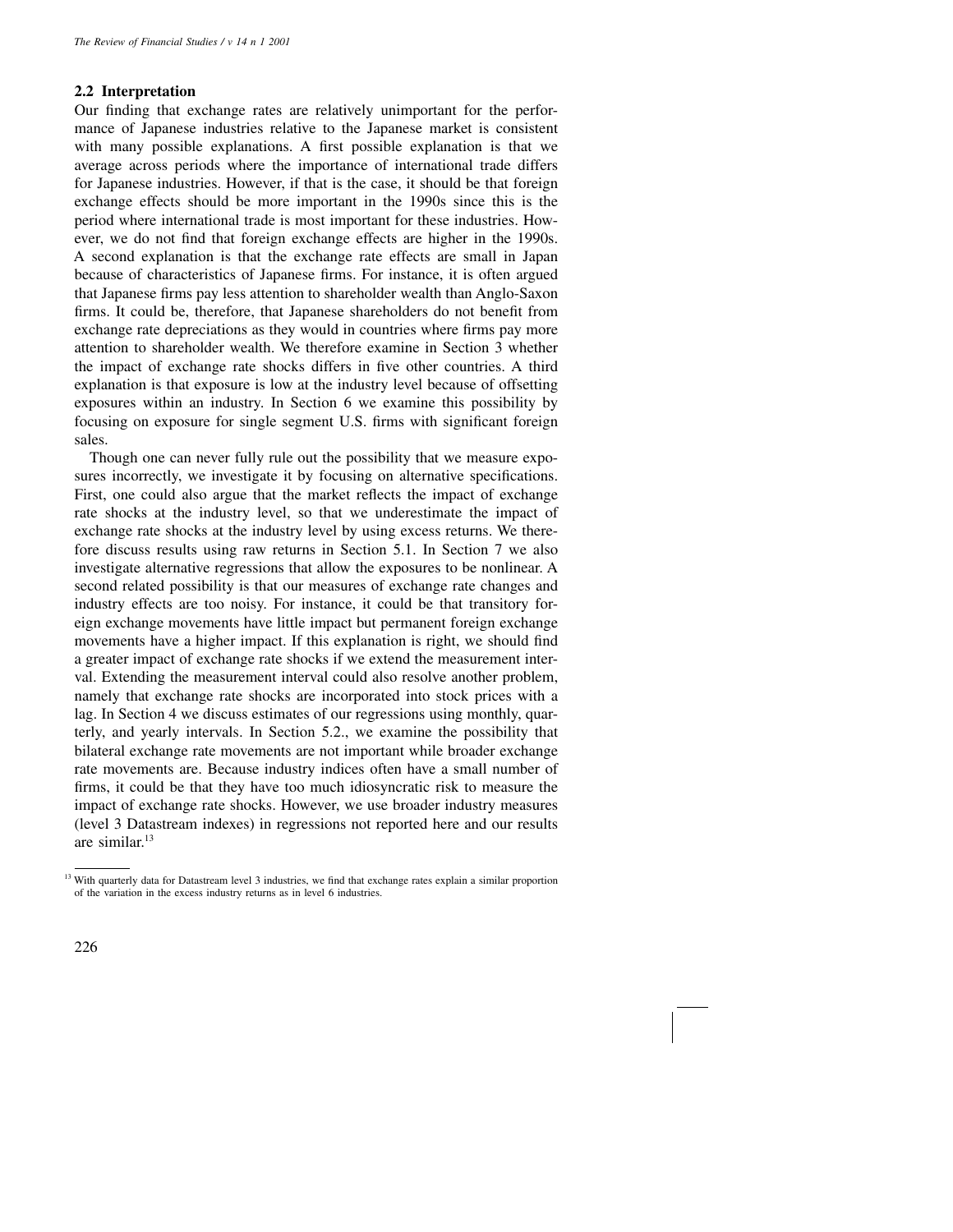### 2.2 Interpretation

Our finding that exchange rates are relatively unimportant for the performance of Japanese industries relative to the Japanese market is consistent with many possible explanations. A first possible explanation is that we average across periods where the importance of international trade differs for Japanese industries. However, if that is the case, it should be that foreign exchange effects should be more important in the 1990s since this is the period where international trade is most important for these industries. However, we do not find that foreign exchange effects are higher in the 1990s. A second explanation is that the exchange rate effects are small in Japan because of characteristics of Japanese firms. For instance, it is often argued that Japanese firms pay less attention to shareholder wealth than Anglo-Saxon firms. It could be, therefore, that Japanese shareholders do not benefit from exchange rate depreciations as they would in countries where firms pay more attention to shareholder wealth. We therefore examine in Section 3 whether the impact of exchange rate shocks differs in five other countries. A third explanation is that exposure is low at the industry level because of offsetting exposures within an industry. In Section 6 we examine this possibility by focusing on exposure for single segment U.S. firms with significant foreign sales.

Though one can never fully rule out the possibility that we measure exposures incorrectly, we investigate it by focusing on alternative specifications. First, one could also argue that the market reflects the impact of exchange rate shocks at the industry level, so that we underestimate the impact of exchange rate shocks at the industry level by using excess returns. We therefore discuss results using raw returns in Section 5.1. In Section 7 we also investigate alternative regressions that allow the exposures to be nonlinear. A second related possibility is that our measures of exchange rate changes and industry effects are too noisy. For instance, it could be that transitory foreign exchange movements have little impact but permanent foreign exchange movements have a higher impact. If this explanation is right, we should find a greater impact of exchange rate shocks if we extend the measurement interval. Extending the measurement interval could also resolve another problem, namely that exchange rate shocks are incorporated into stock prices with a lag. In Section 4 we discuss estimates of our regressions using monthly, quarterly, and yearly intervals. In Section 5.2., we examine the possibility that bilateral exchange rate movements are not important while broader exchange rate movements are. Because industry indices often have a small number of firms, it could be that they have too much idiosyncratic risk to measure the impact of exchange rate shocks. However, we use broader industry measures (level 3 Datastream indexes) in regressions not reported here and our results are similar.[13]

[13] With quarterly data for Datastream level 3 industries, we find that exchange rates explain a similar proportion of the variation in the excess industry returns as in level 6 industries.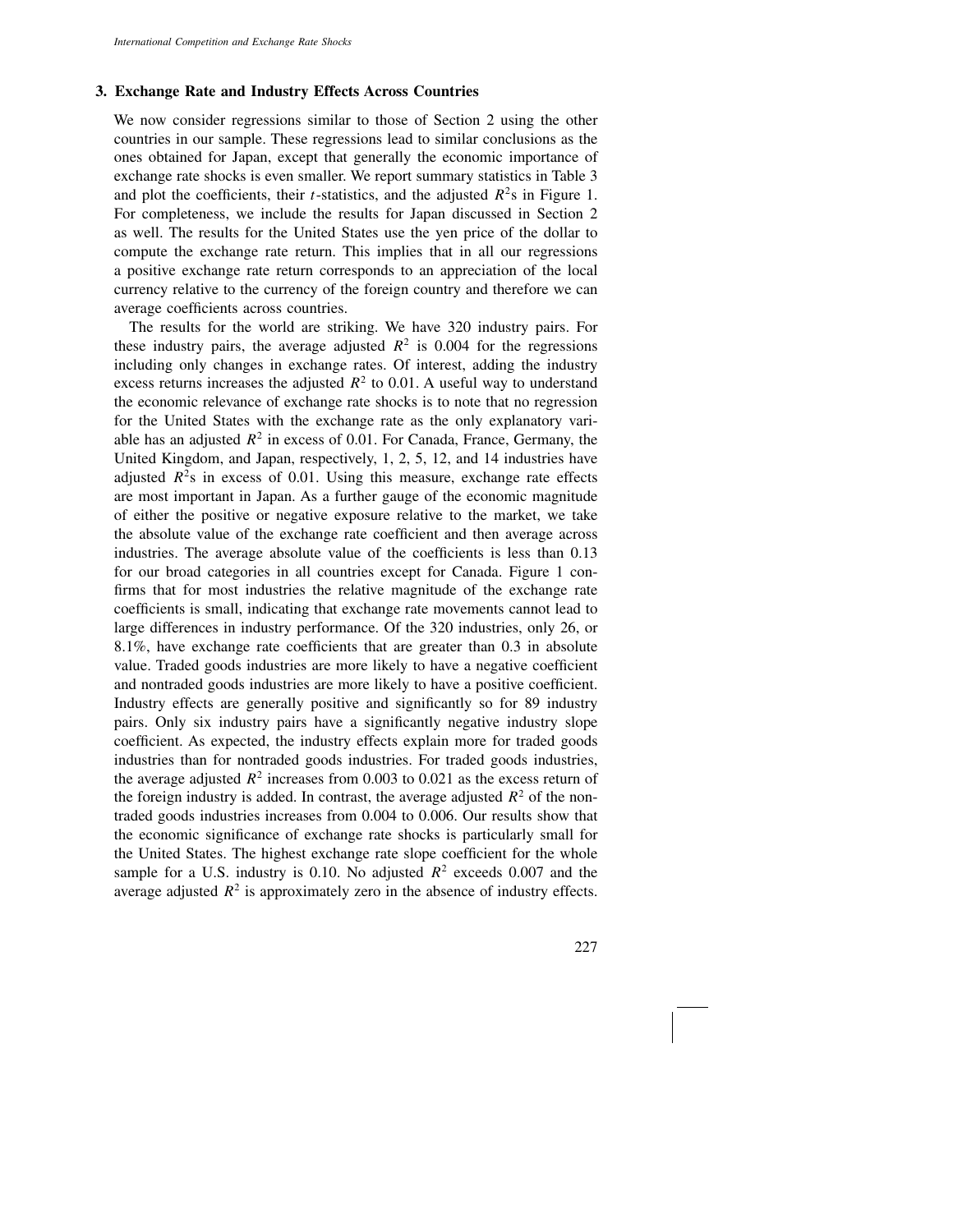### 3. Exchange Rate and Industry Effects Across Countries

We now consider regressions similar to those of Section 2 using the other countries in our sample. These regressions lead to similar conclusions as the ones obtained for Japan, except that generally the economic importance of exchange rate shocks is even smaller. We report summary statistics in Table 3 and plot the coefficients, their $t$-statistics, and the adjusted $R^2$s in Figure 1. For completeness, we include the results for Japan discussed in Section 2 as well. The results for the United States use the yen price of the dollar to compute the exchange rate return. This implies that in all our regressions a positive exchange rate return corresponds to an appreciation of the local currency relative to the currency of the foreign country and therefore we can average coefficients across countries.

The results for the world are striking. We have 320 industry pairs. For these industry pairs, the average adjusted $R^2$ is 0.004 for the regressions including only changes in exchange rates. Of interest, adding the industry excess returns increases the adjusted $R^2$ to 0.01. A useful way to understand the economic relevance of exchange rate shocks is to note that no regression for the United States with the exchange rate as the only explanatory variable has an adjusted $R^2$ in excess of 0.01. For Canada, France, Germany, the United Kingdom, and Japan, respectively, 1, 2, 5, 12, and 14 industries have adjusted $R^2$s in excess of 0.01. Using this measure, exchange rate effects are most important in Japan. As a further gauge of the economic magnitude of either the positive or negative exposure relative to the market, we take the absolute value of the exchange rate coefficient and then average across industries. The average absolute value of the coefficients is less than 0.13 for our broad categories in all countries except for Canada. Figure 1 confirms that for most industries the relative magnitude of the exchange rate coefficients is small, indicating that exchange rate movements cannot lead to large differences in industry performance. Of the 320 industries, only 26, or 8.1%, have exchange rate coefficients that are greater than 0.3 in absolute value. Traded goods industries are more likely to have a negative coefficient and nontraded goods industries are more likely to have a positive coefficient. Industry effects are generally positive and significantly so for 89 industry pairs. Only six industry pairs have a significantly negative industry slope coefficient. As expected, the industry effects explain more for traded goods industries than for nontraded goods industries. For traded goods industries, the average adjusted $R^2$ increases from 0.003 to 0.021 as the excess return of the foreign industry is added. In contrast, the average adjusted $R^2$ of the nontraded goods industries increases from 0.004 to 0.006. Our results show that the economic significance of exchange rate shocks is particularly small for the United States. The highest exchange rate slope coefficient for the whole sample for a U.S. industry is 0.10. No adjusted $R^2$ exceeds 0.007 and the average adjusted $R^2$ is approximately zero in the absence of industry effects.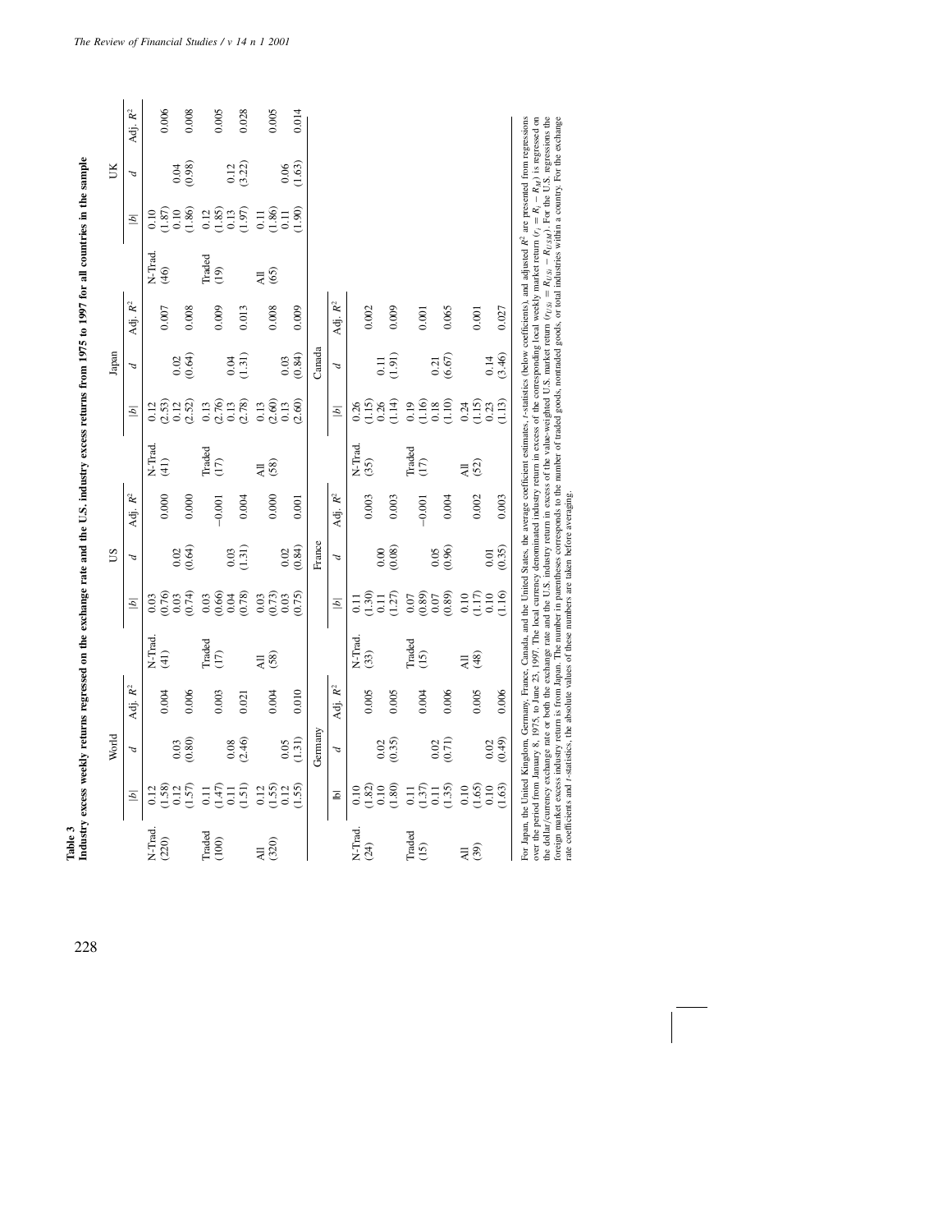**Table 3**
**Industry excess weekly returns regressed on the exchange rate and the U.S. industry excess returns from 1975 to 1997 for all countries in the sample**

| | World | | | | US | | | | Japan | | | | UK | | |
|---|---|---|---|---|---|---|---|---|---|---|---|---|---|---|---|
| | $\|b\|$ | $d$ | Adj. $R^2$ | | $\|b\|$ | $d$ | Adj. $R^2$ | | $\|b\|$ | $d$ | Adj. $R^2$ | | $\|b\|$ | $d$ | Adj. $R^2$ |
| N-Trad. (220) | 0.12 (1.58) | | 0.004 | N-Trad. (41) | 0.03 (0.76) | | 0.000 | N-Trad. (41) | 0.12 (2.53) | | 0.007 | N-Trad. (46) | 0.10 (1.87) | | 0.006 |
| | 0.12 (1.57) | 0.03 (0.80) | 0.006 | | 0.03 (0.74) | 0.02 (0.64) | 0.000 | | 0.12 (2.52) | 0.02 (0.64) | 0.008 | | 0.10 (1.86) | 0.04 (0.98) | 0.008 |
| Traded (100) | 0.11 (1.47) | | 0.003 | Traded (17) | 0.03 (0.66) | | −0.001 | Traded (17) | 0.13 (2.76) | | 0.009 | Traded (19) | 0.12 (1.85) | | 0.005 |
| | 0.11 (1.51) | 0.08 (2.46) | 0.021 | | 0.04 (0.78) | 0.03 (1.31) | 0.004 | | 0.13 (2.78) | 0.04 (1.31) | 0.013 | | 0.13 (1.97) | 0.12 (3.22) | 0.028 |
| All (320) | 0.12 (1.55) | | 0.004 | All (58) | 0.03 (0.73) | | 0.000 | All (58) | 0.13 (2.60) | | 0.008 | All (65) | 0.11 (1.86) | | 0.005 |
| | 0.12 (1.55) | 0.05 (1.31) | 0.010 | | 0.03 (0.75) | 0.02 (0.84) | 0.001 | | 0.13 (2.60) | 0.03 (0.84) | 0.009 | | 0.11 (1.90) | 0.06 (1.63) | 0.014 |

| | Germany | | | | France | | | | Canada | | |
|---|---|---|---|---|---|---|---|---|---|---|---|
| | $\|b\|$ | $d$ | Adj. $R^2$ | | $\|b\|$ | $d$ | Adj. $R^2$ | | $\|b\|$ | $d$ | Adj. $R^2$ |
| N-Trad. (24) | 0.10 (1.82) | | 0.005 | N-Trad. (33) | 0.11 (1.30) | | 0.003 | N-Trad. (35) | 0.26 (1.15) | | 0.002 |
| | 0.10 (1.80) | 0.02 (0.35) | 0.005 | | 0.11 (1.27) | 0.00 (0.08) | 0.003 | | 0.26 (1.14) | 0.11 (1.91) | 0.009 |
| Traded (15) | 0.11 (1.37) | | 0.004 | Traded (15) | 0.07 (0.89) | | −0.001 | Traded (17) | 0.19 (1.16) | | 0.001 |
| | 0.11 (1.35) | 0.02 (0.71) | 0.006 | | 0.07 (0.89) | 0.05 (0.96) | 0.004 | | 0.18 (1.10) | 0.21 (6.67) | 0.065 |
| All (39) | 0.10 (1.65) | | 0.005 | All (48) | 0.10 (1.17) | | 0.002 | All (52) | 0.24 (1.15) | | 0.001 |
| | 0.10 (1.63) | 0.02 (0.49) | 0.006 | | 0.10 (1.16) | 0.01 (0.35) | 0.003 | | 0.23 (1.13) | 0.14 (3.46) | 0.027 |

For Japan, the United Kingdom, Germany, France, Canada, and the United States, the average coefficient estimates, $t$-statistics (below coefficients), and adjusted $R^2$ are presented from regressions over the period from January 8, 1975, to June 23, 1997. The local currency denominated industry return in excess of the corresponding local weekly market return ($r_i = R_i - R_M$) is regressed on the dollar/currency exchange rate or both the exchange rate and the U.S. industry return in excess of the value-weighted U.S. market return ($r_{USi} = R_{USi} - R_{USM}$). For the U.S. regressions the foreign market excess industry return is from Japan. The number in parentheses corresponds to the number of traded goods, nontraded goods, or total industries within a country. For the exchange rate coefficients and $t$-statistics, the absolute values of these numbers are taken before averaging.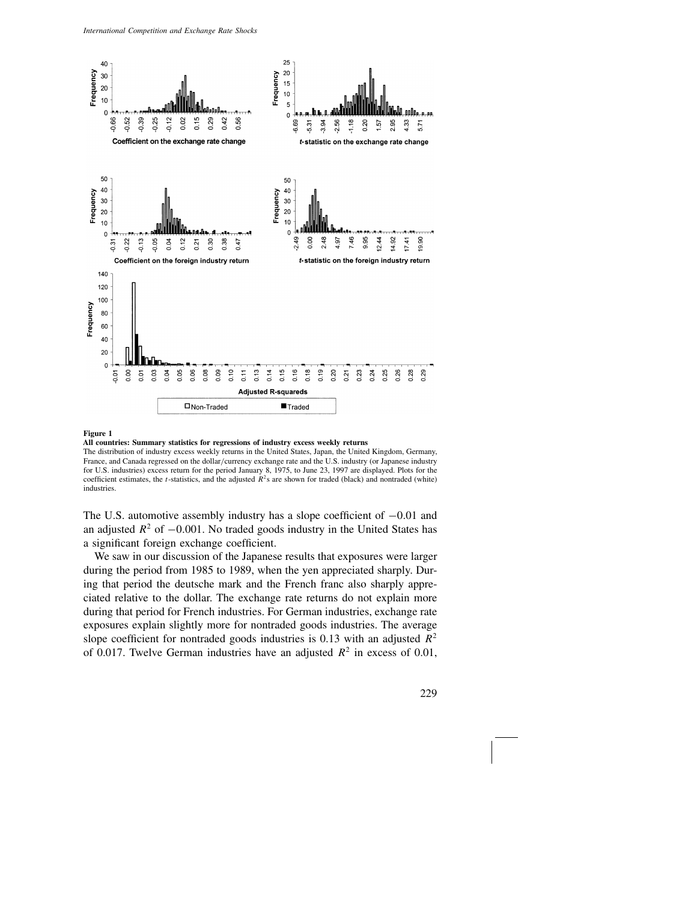**Figure 1**

**All countries: Summary statistics for regressions of industry excess weekly returns**

The distribution of industry excess weekly returns in the United States, Japan, the United Kingdom, Germany, France, and Canada regressed on the dollar/currency exchange rate and the U.S. industry (or Japanese industry for U.S. industries) excess return for the period January 8, 1975, to June 23, 1997 are displayed. Plots for the coefficient estimates, the $t$-statistics, and the adjusted $R^2$s are shown for traded (black) and nontraded (white) industries.

The U.S. automotive assembly industry has a slope coefficient of $-0.01$ and an adjusted $R^2$ of $-0.001$. No traded goods industry in the United States has a significant foreign exchange coefficient.

We saw in our discussion of the Japanese results that exposures were larger during the period from 1985 to 1989, when the yen appreciated sharply. During that period the deutsche mark and the French franc also sharply appreciated relative to the dollar. The exchange rate returns do not explain more during that period for French industries. For German industries, exchange rate exposures explain slightly more for nontraded goods industries. The average slope coefficient for nontraded goods industries is 0.13 with an adjusted $R^2$ of 0.017. Twelve German industries have an adjusted $R^2$ in excess of 0.01,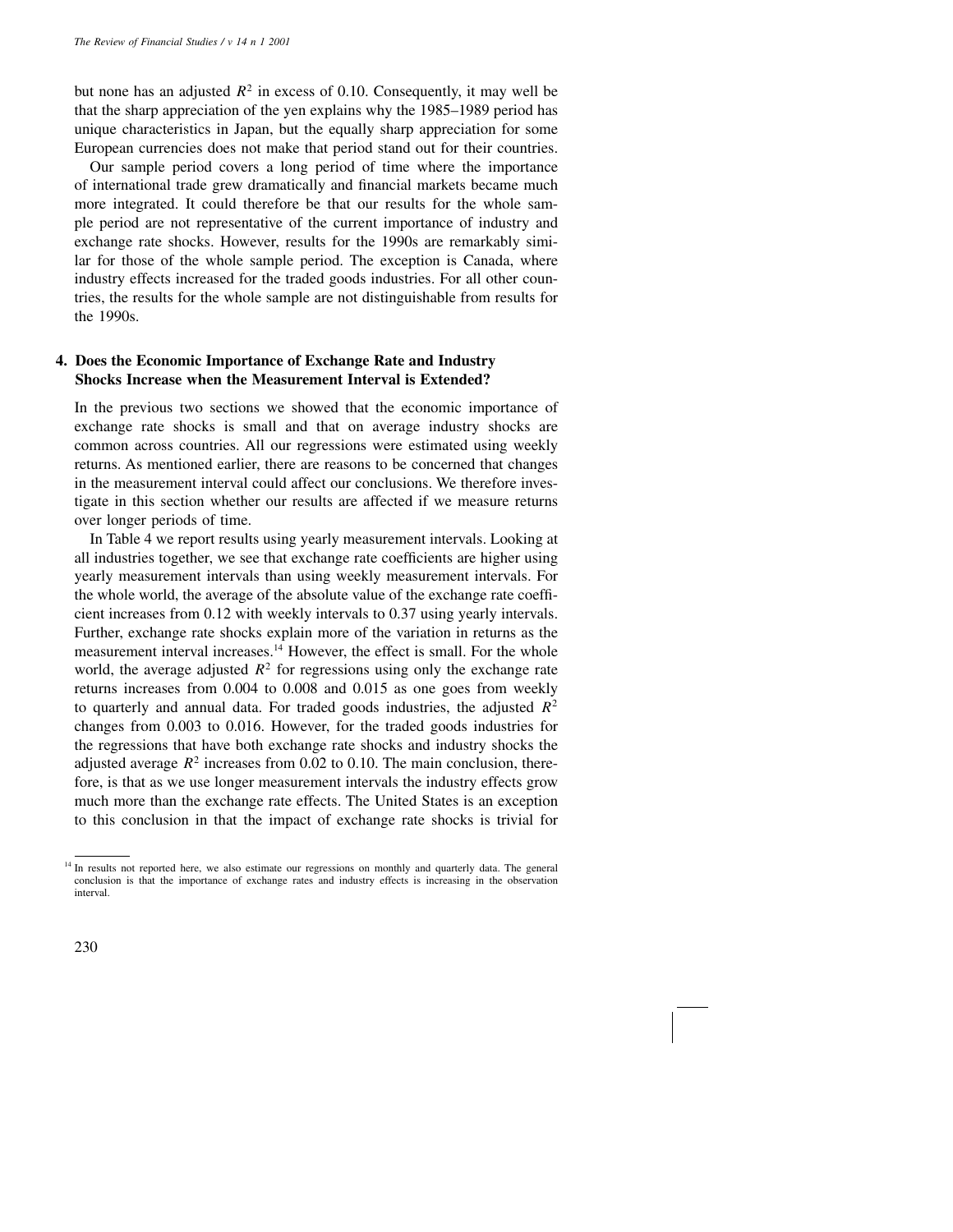but none has an adjusted $R^2$ in excess of 0.10. Consequently, it may well be that the sharp appreciation of the yen explains why the 1985–1989 period has unique characteristics in Japan, but the equally sharp appreciation for some European currencies does not make that period stand out for their countries.

Our sample period covers a long period of time where the importance of international trade grew dramatically and financial markets became much more integrated. It could therefore be that our results for the whole sample period are not representative of the current importance of industry and exchange rate shocks. However, results for the 1990s are remarkably similar for those of the whole sample period. The exception is Canada, where industry effects increased for the traded goods industries. For all other countries, the results for the whole sample are not distinguishable from results for the 1990s.

## 4. Does the Economic Importance of Exchange Rate and Industry Shocks Increase when the Measurement Interval is Extended?

In the previous two sections we showed that the economic importance of exchange rate shocks is small and that on average industry shocks are common across countries. All our regressions were estimated using weekly returns. As mentioned earlier, there are reasons to be concerned that changes in the measurement interval could affect our conclusions. We therefore investigate in this section whether our results are affected if we measure returns over longer periods of time.

In Table 4 we report results using yearly measurement intervals. Looking at all industries together, we see that exchange rate coefficients are higher using yearly measurement intervals than using weekly measurement intervals. For the whole world, the average of the absolute value of the exchange rate coefficient increases from 0.12 with weekly intervals to 0.37 using yearly intervals. Further, exchange rate shocks explain more of the variation in returns as the measurement interval increases.[14] However, the effect is small. For the whole world, the average adjusted $R^2$ for regressions using only the exchange rate returns increases from 0.004 to 0.008 and 0.015 as one goes from weekly to quarterly and annual data. For traded goods industries, the adjusted $R^2$ changes from 0.003 to 0.016. However, for the traded goods industries for the regressions that have both exchange rate shocks and industry shocks the adjusted average $R^2$ increases from 0.02 to 0.10. The main conclusion, therefore, is that as we use longer measurement intervals the industry effects grow much more than the exchange rate effects. The United States is an exception to this conclusion in that the impact of exchange rate shocks is trivial for

[14] In results not reported here, we also estimate our regressions on monthly and quarterly data. The general conclusion is that the importance of exchange rates and industry effects is increasing in the observation interval.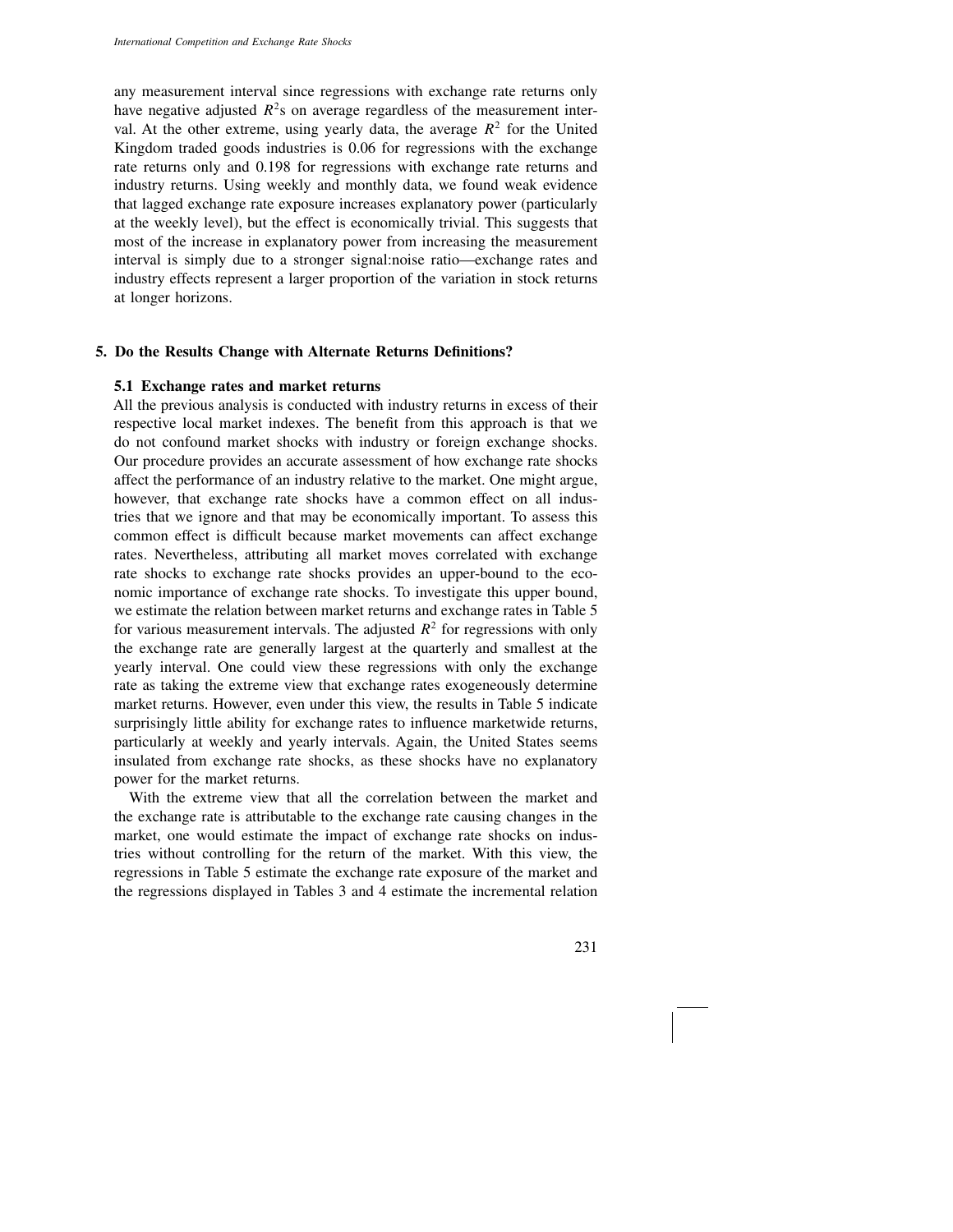any measurement interval since regressions with exchange rate returns only have negative adjusted $R^2$s on average regardless of the measurement interval. At the other extreme, using yearly data, the average $R^2$ for the United Kingdom traded goods industries is 0.06 for regressions with the exchange rate returns only and 0.198 for regressions with exchange rate returns and industry returns. Using weekly and monthly data, we found weak evidence that lagged exchange rate exposure increases explanatory power (particularly at the weekly level), but the effect is economically trivial. This suggests that most of the increase in explanatory power from increasing the measurement interval is simply due to a stronger signal:noise ratio—exchange rates and industry effects represent a larger proportion of the variation in stock returns at longer horizons.

## 5. Do the Results Change with Alternate Returns Definitions?

### 5.1 Exchange rates and market returns

All the previous analysis is conducted with industry returns in excess of their respective local market indexes. The benefit from this approach is that we do not confound market shocks with industry or foreign exchange shocks. Our procedure provides an accurate assessment of how exchange rate shocks affect the performance of an industry relative to the market. One might argue, however, that exchange rate shocks have a common effect on all industries that we ignore and that may be economically important. To assess this common effect is difficult because market movements can affect exchange rates. Nevertheless, attributing all market moves correlated with exchange rate shocks to exchange rate shocks provides an upper-bound to the economic importance of exchange rate shocks. To investigate this upper bound, we estimate the relation between market returns and exchange rates in Table 5 for various measurement intervals. The adjusted $R^2$ for regressions with only the exchange rate are generally largest at the quarterly and smallest at the yearly interval. One could view these regressions with only the exchange rate as taking the extreme view that exchange rates exogeneously determine market returns. However, even under this view, the results in Table 5 indicate surprisingly little ability for exchange rates to influence marketwide returns, particularly at weekly and yearly intervals. Again, the United States seems insulated from exchange rate shocks, as these shocks have no explanatory power for the market returns.

With the extreme view that all the correlation between the market and the exchange rate is attributable to the exchange rate causing changes in the market, one would estimate the impact of exchange rate shocks on industries without controlling for the return of the market. With this view, the regressions in Table 5 estimate the exchange rate exposure of the market and the regressions displayed in Tables 3 and 4 estimate the incremental relation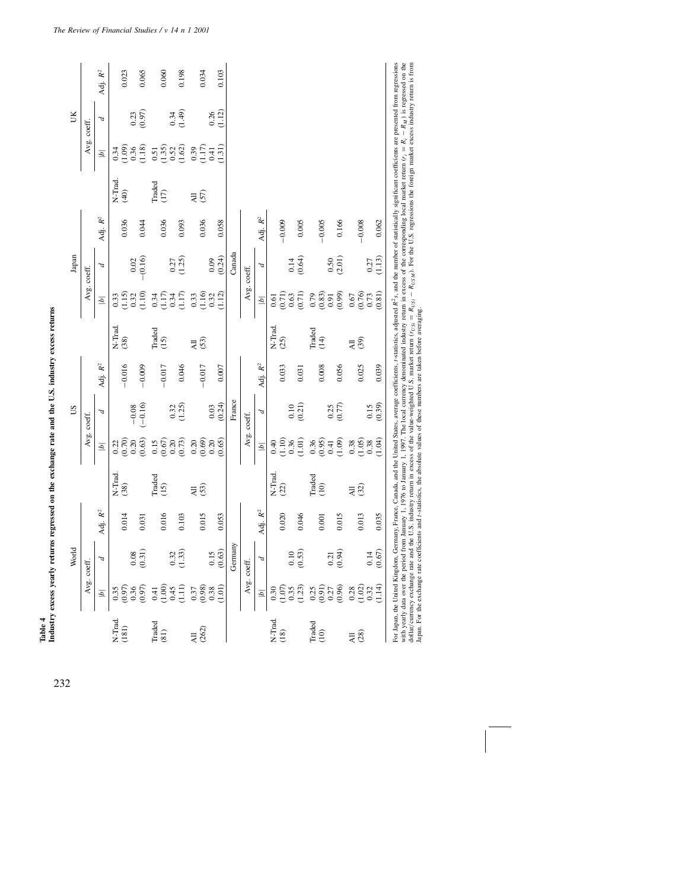**Table 4**

**Industry excess yearly returns regressed on the exchange rate and the U.S. industry excess returns**

| | World | | | US | | | | Japan | | | | UK | | |
|---|---|---|---|---|---|---|---|---|---|---|---|---|---|---|
| | Avg. coeff. | | | Avg. coeff. | | | | Avg. coeff. | | | | Avg. coeff. | | |
| | $\|b\|$ | $d$ | Adj. $R^2$ | $\|b\|$ | $d$ | Adj. $R^2$ | | $\|b\|$ | $d$ | Adj. $R^2$ | | $\|b\|$ | $d$ | Adj. $R^2$ |
| N-Trad. (181) | 0.35 (0.97) | | 0.014 | 0.22 (0.70) | | −0.016 | N-Trad. (38) | 0.33 (1.15) | | 0.036 | N-Trad. (40) | 0.34 (1.09) | | 0.023 |
| | 0.36 (0.97) | 0.08 (0.31) | 0.031 | 0.20 (0.63) | −0.08 (−0.16) | −0.009 | | 0.32 (1.10) | 0.02 −(0.16) | 0.044 | | 0.36 (1.18) | 0.23 (0.97) | 0.065 |
| Traded (81) | 0.41 (1.00) | | 0.016 | 0.15 (0.67) | | −0.017 | Traded (15) | 0.34 (1.17) | | 0.036 | Traded (17) | 0.51 (1.35) | | 0.060 |
| | 0.45 (1.11) | 0.32 (1.33) | 0.103 | 0.20 (0.73) | 0.32 (1.25) | 0.046 | | 0.34 (1.17) | 0.27 (1.25) | 0.093 | | 0.52 (1.62) | 0.34 (1.49) | 0.198 |
| All (262) | 0.37 (0.98) | | 0.015 | 0.20 (0.69) | | −0.017 | All (53) | 0.33 (1.16) | | 0.036 | All (57) | 0.39 (1.17) | | 0.034 |
| | 0.38 (1.01) | 0.15 (0.63) | 0.053 | 0.20 (0.65) | 0.03 (0.24) | 0.007 | | 0.32 (1.12) | 0.09 (0.24) | 0.058 | | 0.41 (1.31) | 0.26 (1.12) | 0.103 |

| | Germany | | | France | | | | Canada | | |
|---|---|---|---|---|---|---|---|---|---|---|
| | Avg. coeff. | | | Avg. coeff. | | | | Avg. coeff. | | |
| | $\|b\|$ | $d$ | Adj. $R^2$ | $\|b\|$ | $d$ | Adj. $R^2$ | | $\|b\|$ | $d$ | Adj. $R^2$ |
| N-Trad. (18) | 0.30 (1.07) | | 0.020 | 0.40 (1.10) | | 0.033 | N-Trad. (25) | 0.61 (0.71) | | −0.009 |
| | 0.35 (1.23) | 0.10 (0.53) | 0.046 | 0.36 (1.01) | 0.10 (0.21) | 0.031 | | 0.63 (0.71) | 0.14 (0.64) | 0.005 |
| Traded (10) | 0.25 (0.91) | | 0.001 | 0.36 (0.95) | | 0.008 | Traded (14) | 0.79 (0.83) | | −0.005 |
| | 0.27 (0.96) | 0.21 (0.94) | 0.015 | 0.41 (1.09) | 0.25 (0.77) | 0.056 | | 0.91 (0.99) | 0.50 (2.01) | 0.166 |
| All (28) | 0.28 (1.02) | | 0.013 | 0.38 (1.05) | | 0.025 | All (39) | 0.67 (0.76) | | −0.008 |
| | 0.32 (1.14) | 0.14 (0.67) | 0.035 | 0.38 (1.04) | 0.15 (0.39) | 0.039 | | 0.73 (0.81) | 0.27 (1.13) | 0.062 |

For Japan, the United Kingdom, Germany, France, Canada, and the United States, average coefficients, $t$-statistics, adjusted $R^2$s, and the number of statistically significant coefficients are presented from regressions with yearly data over the period from January 1, 1976 to January 1, 1997. The local currency denominated industry return in excess of the corresponding local market return ($r_i = R_i - R_M$) is regressed on the dollar/currency exchange rate and the U.S. industry return in excess of the value-weighted U.S. market return ($r_{USi} = R_{USi} - R_{USM}$). For the U.S. regressions the foreign market excess industry return is from Japan. For the exchange rate coefficients and $t$-statistics, the absolute values of these numbers are taken before averaging.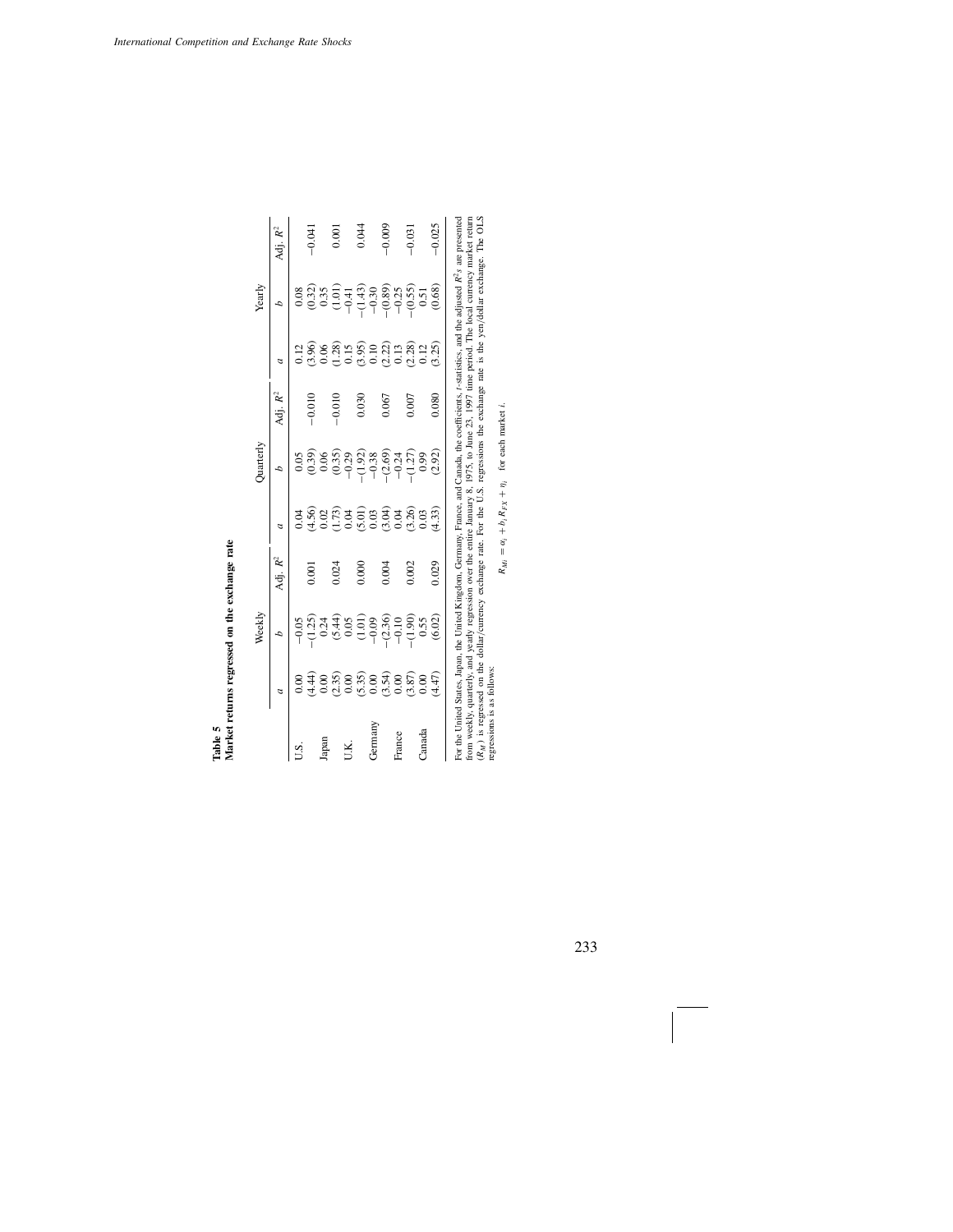**Table 5**
**Market returns regressed on the exchange rate**

| | Weekly | | | Quarterly | | | Yearly | | |
|---|---|---|---|---|---|---|---|---|---|
| | $a$ | $b$ | Adj. $R^2$ | $a$ | $b$ | Adj. $R^2$ | $a$ | $b$ | Adj. $R^2$ |
| U.S. | 0.00 | −0.05 | | 0.04 | 0.05 | | 0.12 | 0.08 | |
| | (4.44) | −(1.25) | 0.001 | (4.56) | (0.39) | −0.010 | (3.96) | (0.32) | −0.041 |
| Japan | 0.00 | 0.24 | | 0.02 | 0.06 | | 0.06 | 0.35 | |
| | (2.35) | (5.44) | 0.024 | (1.73) | (0.35) | −0.010 | (1.28) | (1.01) | 0.001 |
| U.K. | 0.00 | 0.05 | | 0.04 | −0.29 | | 0.15 | −0.41 | |
| | (5.35) | (1.01) | 0.000 | (5.01) | −(1.92) | 0.030 | (3.95) | −(1.43) | 0.044 |
| Germany | 0.00 | −0.09 | | 0.03 | −0.38 | | 0.10 | −0.30 | |
| | (3.54) | −(2.36) | 0.004 | (3.04) | −(2.69) | 0.067 | (2.22) | −(0.89) | −0.009 |
| France | 0.00 | −0.10 | | 0.04 | −0.24 | | 0.13 | −0.25 | |
| | (3.87) | −(1.90) | 0.002 | (3.26) | −(1.27) | 0.007 | (2.28) | −(0.55) | −0.031 |
| Canada | 0.00 | 0.55 | | 0.03 | 0.99 | | 0.12 | 0.51 | |
| | (4.47) | (6.02) | 0.029 | (4.33) | (2.92) | 0.080 | (3.25) | (0.68) | −0.025 |

For the United States, Japan, the United Kingdom, Germany, France, and Canada, the coefficients, $t$-statistics, and the adjusted $R^2$s are presented from weekly, quarterly, and yearly regression over the entire January 8, 1975, to June 23, 1997 time period. The local currency market return ($R_M$) is regressed on the dollar/currency exchange rate. For the U.S. regressions the exchange rate is the yen/dollar exchange. The OLS regressions is as follows:

$$R_{Mi} = \alpha_i + b_i R_{FX} + \eta_i \quad \text{for each market } i.$$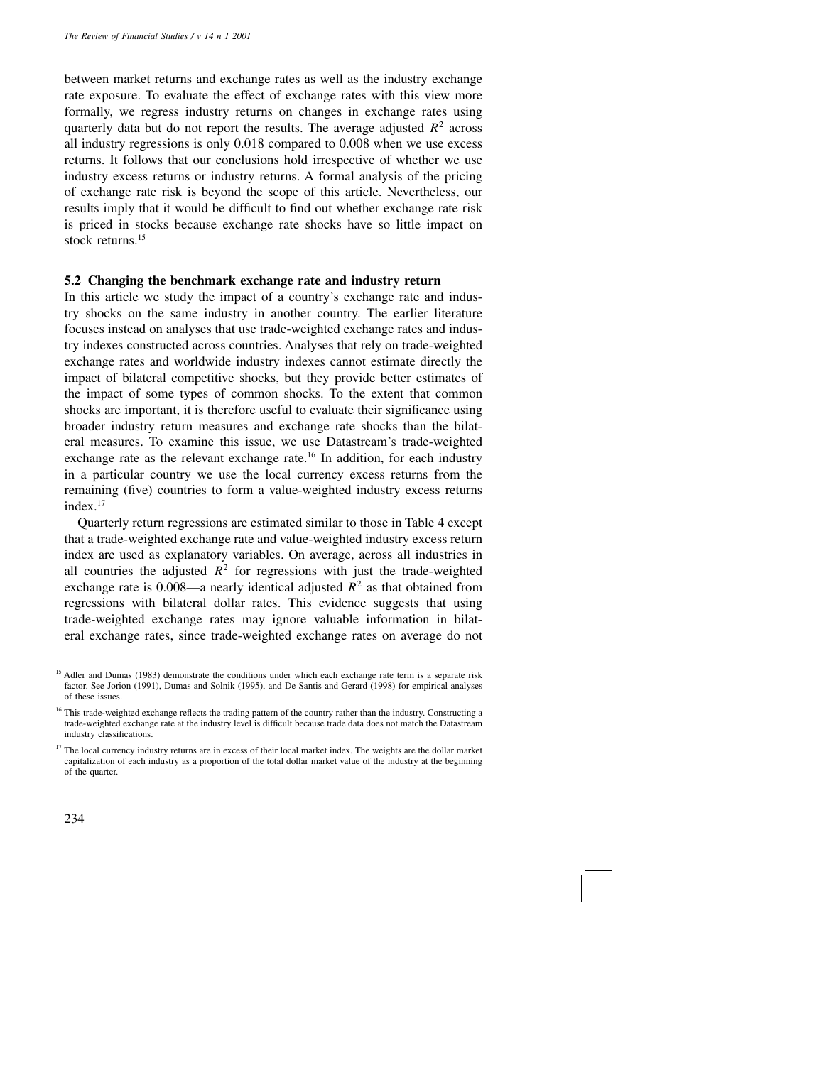between market returns and exchange rates as well as the industry exchange rate exposure. To evaluate the effect of exchange rates with this view more formally, we regress industry returns on changes in exchange rates using quarterly data but do not report the results. The average adjusted $R^2$ across all industry regressions is only 0.018 compared to 0.008 when we use excess returns. It follows that our conclusions hold irrespective of whether we use industry excess returns or industry returns. A formal analysis of the pricing of exchange rate risk is beyond the scope of this article. Nevertheless, our results imply that it would be difficult to find out whether exchange rate risk is priced in stocks because exchange rate shocks have so little impact on stock returns.[15]

### 5.2 Changing the benchmark exchange rate and industry return

In this article we study the impact of a country's exchange rate and industry shocks on the same industry in another country. The earlier literature focuses instead on analyses that use trade-weighted exchange rates and industry indexes constructed across countries. Analyses that rely on trade-weighted exchange rates and worldwide industry indexes cannot estimate directly the impact of bilateral competitive shocks, but they provide better estimates of the impact of some types of common shocks. To the extent that common shocks are important, it is therefore useful to evaluate their significance using broader industry return measures and exchange rate shocks than the bilateral measures. To examine this issue, we use Datastream's trade-weighted exchange rate as the relevant exchange rate.[16] In addition, for each industry in a particular country we use the local currency excess returns from the remaining (five) countries to form a value-weighted industry excess returns index.[17]

Quarterly return regressions are estimated similar to those in Table 4 except that a trade-weighted exchange rate and value-weighted industry excess return index are used as explanatory variables. On average, across all industries in all countries the adjusted $R^2$ for regressions with just the trade-weighted exchange rate is 0.008—a nearly identical adjusted $R^2$ as that obtained from regressions with bilateral dollar rates. This evidence suggests that using trade-weighted exchange rates may ignore valuable information in bilateral exchange rates, since trade-weighted exchange rates on average do not

---

[15] Adler and Dumas (1983) demonstrate the conditions under which each exchange rate term is a separate risk factor. See Jorion (1991), Dumas and Solnik (1995), and De Santis and Gerard (1998) for empirical analyses of these issues.

[16] This trade-weighted exchange reflects the trading pattern of the country rather than the industry. Constructing a trade-weighted exchange rate at the industry level is difficult because trade data does not match the Datastream industry classifications.

[17] The local currency industry returns are in excess of their local market index. The weights are the dollar market capitalization of each industry as a proportion of the total dollar market value of the industry at the beginning of the quarter.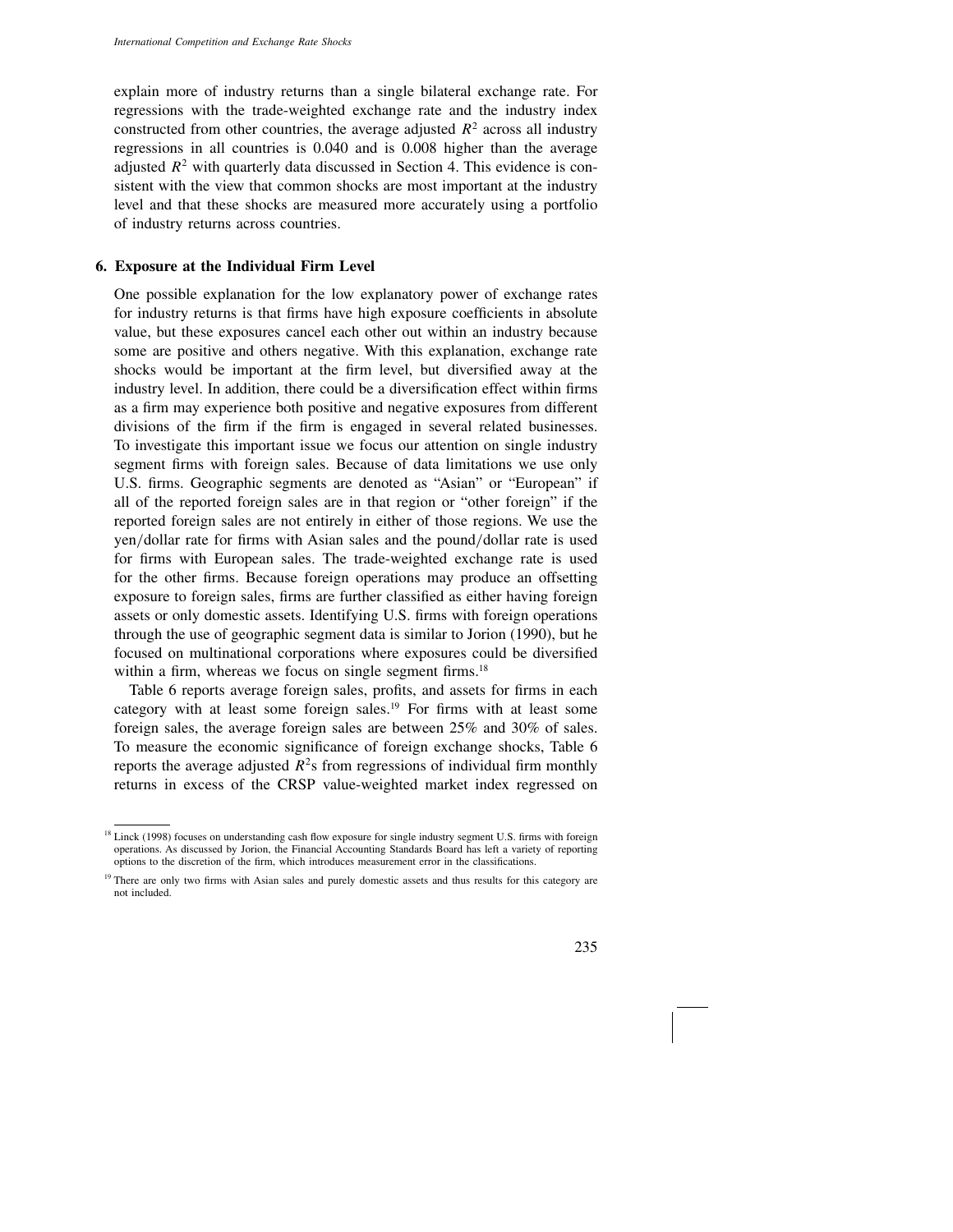explain more of industry returns than a single bilateral exchange rate. For regressions with the trade-weighted exchange rate and the industry index constructed from other countries, the average adjusted $R^2$ across all industry regressions in all countries is 0.040 and is 0.008 higher than the average adjusted $R^2$ with quarterly data discussed in Section 4. This evidence is consistent with the view that common shocks are most important at the industry level and that these shocks are measured more accurately using a portfolio of industry returns across countries.

## 6. Exposure at the Individual Firm Level

One possible explanation for the low explanatory power of exchange rates for industry returns is that firms have high exposure coefficients in absolute value, but these exposures cancel each other out within an industry because some are positive and others negative. With this explanation, exchange rate shocks would be important at the firm level, but diversified away at the industry level. In addition, there could be a diversification effect within firms as a firm may experience both positive and negative exposures from different divisions of the firm if the firm is engaged in several related businesses. To investigate this important issue we focus our attention on single industry segment firms with foreign sales. Because of data limitations we use only U.S. firms. Geographic segments are denoted as "Asian" or "European" if all of the reported foreign sales are in that region or "other foreign" if the reported foreign sales are not entirely in either of those regions. We use the yen/dollar rate for firms with Asian sales and the pound/dollar rate is used for firms with European sales. The trade-weighted exchange rate is used for the other firms. Because foreign operations may produce an offsetting exposure to foreign sales, firms are further classified as either having foreign assets or only domestic assets. Identifying U.S. firms with foreign operations through the use of geographic segment data is similar to Jorion (1990), but he focused on multinational corporations where exposures could be diversified within a firm, whereas we focus on single segment firms.[18]

Table 6 reports average foreign sales, profits, and assets for firms in each category with at least some foreign sales.[19] For firms with at least some foreign sales, the average foreign sales are between 25% and 30% of sales. To measure the economic significance of foreign exchange shocks, Table 6 reports the average adjusted $R^2$s from regressions of individual firm monthly returns in excess of the CRSP value-weighted market index regressed on

[18] Linck (1998) focuses on understanding cash flow exposure for single industry segment U.S. firms with foreign operations. As discussed by Jorion, the Financial Accounting Standards Board has left a variety of reporting options to the discretion of the firm, which introduces measurement error in the classifications.

[19] There are only two firms with Asian sales and purely domestic assets and thus results for this category are not included.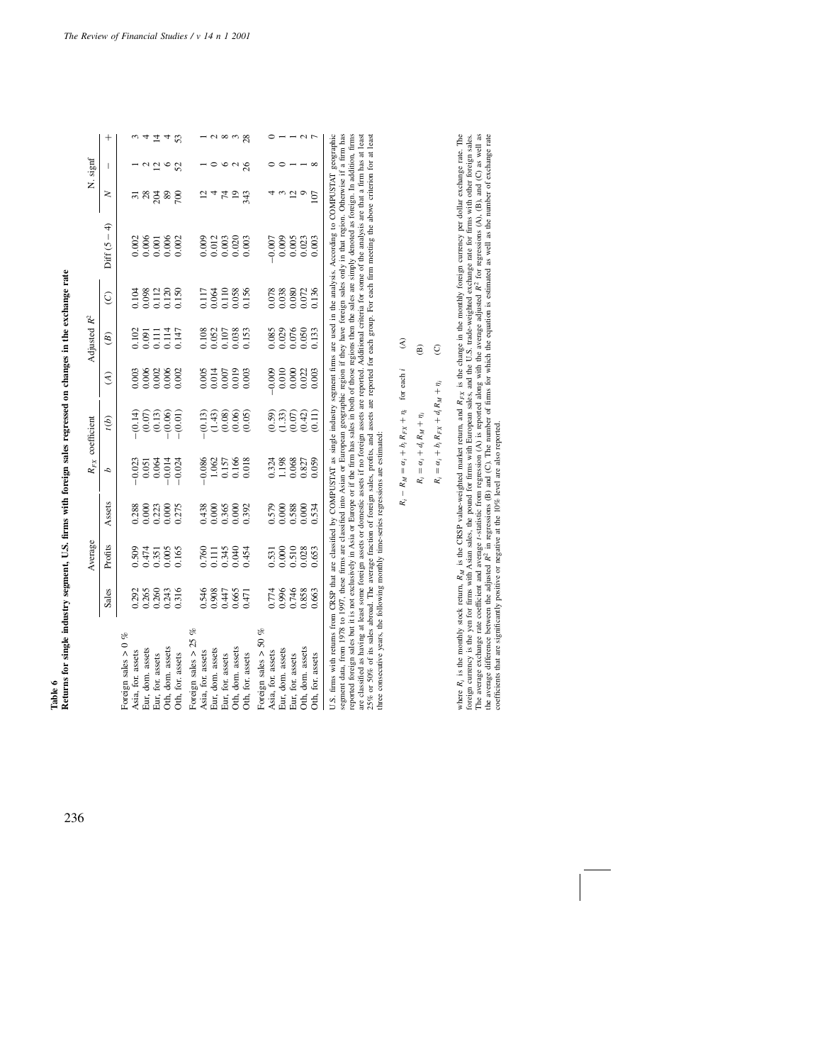**Table 6**

**Returns for single industry segment, U.S. firms with foreign sales regressed on changes in the exchange rate**

| | Average | | | $R_{FX}$ coefficient | | Adjusted $R^2$ | | | | N. signf | | |
|---|---|---|---|---|---|---|---|---|---|---|---|---|
| | Sales | Profits | Assets | $b$ | $t(b)$ | $(A)$ | $(B)$ | $(C)$ | Diff $(5-4)$ | $N$ | $-$ | $+$ |
| Foreign sales > 0 % | | | | | | | | | | | | |
| Asia, for. assets | 0.292 | 0.509 | 0.288 | −0.023 | −(0.14) | 0.003 | 0.102 | 0.104 | 0.002 | 31 | 1 | 3 |
| Eur, dom. assets | 0.265 | 0.474 | 0.000 | 0.051 | (0.07) | 0.006 | 0.091 | 0.098 | 0.006 | 28 | 2 | 4 |
| Eur, for. assets | 0.260 | 0.351 | 0.223 | 0.064 | (0.13) | 0.002 | 0.111 | 0.112 | 0.001 | 204 | 12 | 14 |
| Oth, dom. assets | 0.243 | 0.005 | 0.000 | −0.014 | −(0.06) | 0.006 | 0.114 | 0.120 | 0.006 | 89 | 6 | 4 |
| Oth, for. assets | 0.316 | 0.165 | 0.275 | −0.024 | −(0.01) | 0.002 | 0.147 | 0.150 | 0.002 | 700 | 52 | 53 |
| Foreign sales > 25 % | | | | | | | | | | | | |
| Asia, for. assets | 0.546 | 0.760 | 0.438 | −0.086 | −(0.13) | 0.005 | 0.108 | 0.117 | 0.009 | 12 | 1 | 1 |
| Eur, dom. assets | 0.908 | 0.111 | 0.000 | 1.062 | (1.43) | 0.014 | 0.052 | 0.064 | 0.012 | 4 | 0 | 2 |
| Eur, for. assets | 0.447 | 0.345 | 0.365 | 0.157 | (0.08) | 0.007 | 0.107 | 0.110 | 0.003 | 74 | 6 | 8 |
| Oth, dom. assets | 0.665 | 0.040 | 0.000 | 0.166 | (0.06) | 0.019 | 0.038 | 0.058 | 0.020 | 19 | 2 | 3 |
| Oth, for. assets | 0.471 | 0.454 | 0.392 | 0.018 | (0.05) | 0.003 | 0.153 | 0.156 | 0.003 | 343 | 26 | 28 |
| Foreign sales > 50 % | | | | | | | | | | | | |
| Asia, for. assets | 0.774 | 0.531 | 0.579 | 0.324 | (0.59) | −0.009 | 0.085 | 0.078 | −0.007 | 4 | 0 | 0 |
| Eur, dom. assets | 0.996 | 0.000 | 0.000 | 1.198 | (1.33) | 0.010 | 0.029 | 0.038 | 0.009 | 3 | 0 | 1 |
| Eur, for. assets | 0.746 | 0.510 | 0.588 | 0.068 | (0.07) | 0.000 | 0.076 | 0.080 | 0.005 | 12 | 1 | 1 |
| Oth, dom. assets | 0.858 | 0.028 | 0.000 | 0.827 | (0.42) | 0.022 | 0.050 | 0.072 | 0.023 | 9 | 1 | 2 |
| Oth, for. assets | 0.663 | 0.653 | 0.534 | 0.059 | (0.11) | 0.003 | 0.133 | 0.136 | 0.003 | 107 | 8 | 7 |

U.S. firms with returns from CRSP that are classified by COMPUSTAT as single industry segment firms are used in the analysis. According to COMPUSTAT geographic segment data, from 1978 to 1997, these firms are classified into Asian or European geographic region if they have foreign sales only in that region. Otherwise if a firm has reported foreign sales but it is not exclusively in Asia or Europe or if the firm has sales in both of those regions then the sales are simply denoted as foreign. In addition, firms are classified as having at least some foreign assets or domestic assets if no foreign assets are reported. Additional criteria for some of the analysis are that a firm has at least 25% or 50% of its sales abroad. The average fraction of foreign sales, profits, and assets are reported for each group. For each firm meeting the above criterion for at least three consecutive years, the following monthly time-series regressions are estimated:

$$R_i - R_M = a_i + b_i R_{FX} + \eta_i \quad \text{for each } i \qquad \text{(A)}$$

$$R_i = a_i + d_i R_M + \eta_i \qquad \text{(B)}$$

$$R_i = a_i + b_i R_{FX} + d_i R_M + \eta_i \qquad \text{(C)}$$

where $R_i$ is the monthly stock return, $R_M$ is the CRSP value-weighted market return, and $R_{FX}$ is the change in the monthly foreign currency per dollar exchange rate. The foreign currency is the yen for firms with Asian sales, the pound for firms with European sales, and the U.S. trade-weighted exchange rate for firms with other foreign sales. The average exchange rate coefficient and average $t$-statistic from regression (A) is reported along with the average adjusted $R^2$ for regressions (A), (B), and (C) as well as the average difference between the adjusted $R^2$ in regressions (B) and (C). The number of firms for which the equation is estimated as well as the number of exchange rate coefficients that are significantly positive or negative at the 10% level are also reported.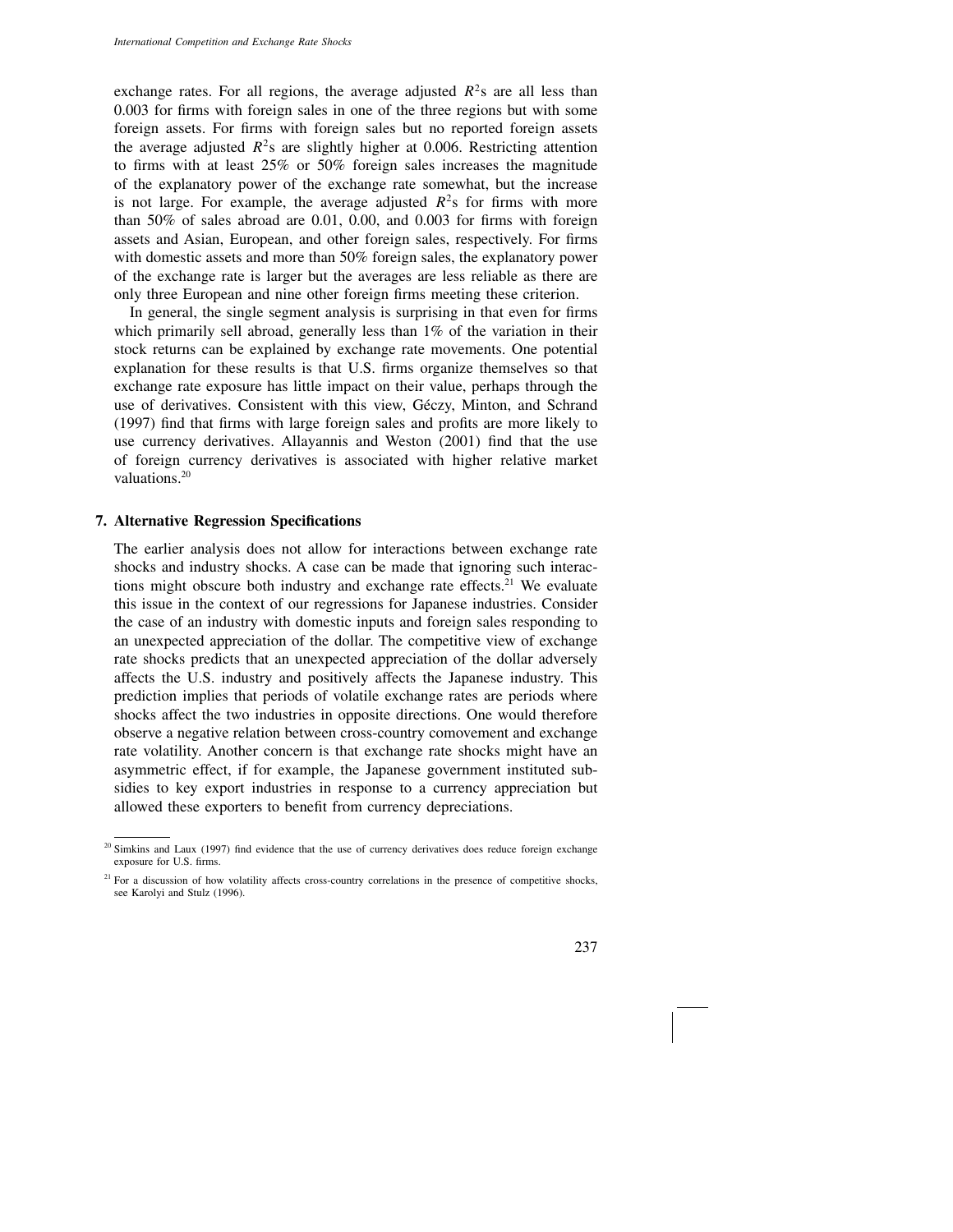exchange rates. For all regions, the average adjusted $R^2$s are all less than 0.003 for firms with foreign sales in one of the three regions but with some foreign assets. For firms with foreign sales but no reported foreign assets the average adjusted $R^2$s are slightly higher at 0.006. Restricting attention to firms with at least 25% or 50% foreign sales increases the magnitude of the explanatory power of the exchange rate somewhat, but the increase is not large. For example, the average adjusted $R^2$s for firms with more than 50% of sales abroad are 0.01, 0.00, and 0.003 for firms with foreign assets and Asian, European, and other foreign sales, respectively. For firms with domestic assets and more than 50% foreign sales, the explanatory power of the exchange rate is larger but the averages are less reliable as there are only three European and nine other foreign firms meeting these criterion.

In general, the single segment analysis is surprising in that even for firms which primarily sell abroad, generally less than 1% of the variation in their stock returns can be explained by exchange rate movements. One potential explanation for these results is that U.S. firms organize themselves so that exchange rate exposure has little impact on their value, perhaps through the use of derivatives. Consistent with this view, Géczy, Minton, and Schrand (1997) find that firms with large foreign sales and profits are more likely to use currency derivatives. Allayannis and Weston (2001) find that the use of foreign currency derivatives is associated with higher relative market valuations.[20]

## 7. Alternative Regression Specifications

The earlier analysis does not allow for interactions between exchange rate shocks and industry shocks. A case can be made that ignoring such interactions might obscure both industry and exchange rate effects.[21] We evaluate this issue in the context of our regressions for Japanese industries. Consider the case of an industry with domestic inputs and foreign sales responding to an unexpected appreciation of the dollar. The competitive view of exchange rate shocks predicts that an unexpected appreciation of the dollar adversely affects the U.S. industry and positively affects the Japanese industry. This prediction implies that periods of volatile exchange rates are periods where shocks affect the two industries in opposite directions. One would therefore observe a negative relation between cross-country comovement and exchange rate volatility. Another concern is that exchange rate shocks might have an asymmetric effect, if for example, the Japanese government instituted subsidies to key export industries in response to a currency appreciation but allowed these exporters to benefit from currency depreciations.

[20] Simkins and Laux (1997) find evidence that the use of currency derivatives does reduce foreign exchange exposure for U.S. firms.

[21] For a discussion of how volatility affects cross-country correlations in the presence of competitive shocks, see Karolyi and Stulz (1996).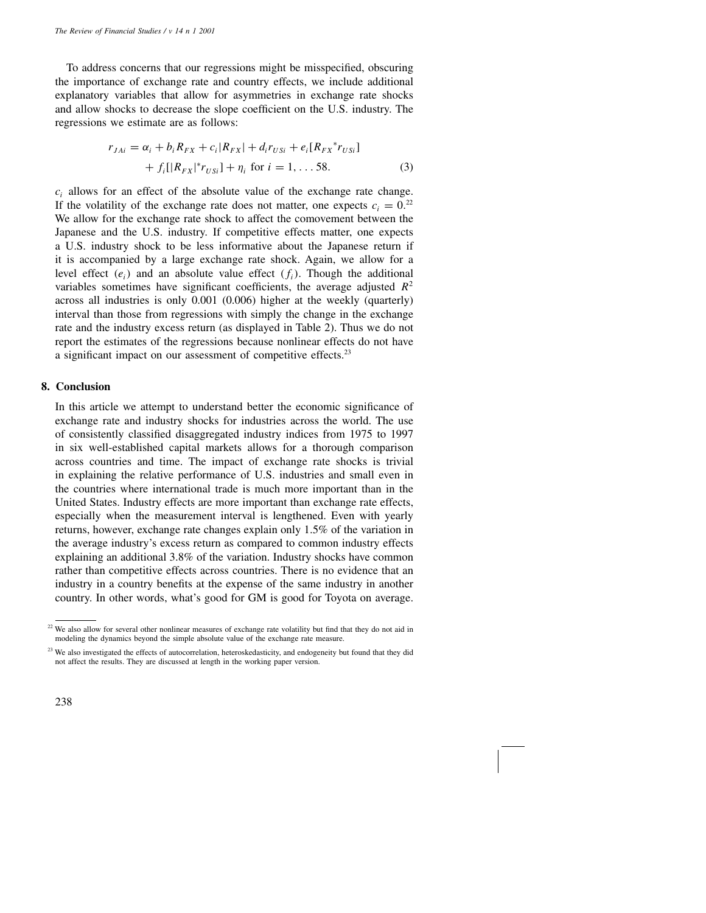To address concerns that our regressions might be misspecified, obscuring the importance of exchange rate and country effects, we include additional explanatory variables that allow for asymmetries in exchange rate shocks and allow shocks to decrease the slope coefficient on the U.S. industry. The regressions we estimate are as follows:

$$r_{JAi} = \alpha_i + b_i R_{FX} + c_i |R_{FX}| + d_i r_{USi} + e_i [R_{FX}{}^* r_{USi}] + f_i [|R_{FX}|^* r_{USi}] + \eta_i \text{ for } i = 1, \ldots 58. \quad (3)$$

$c_i$ allows for an effect of the absolute value of the exchange rate change. If the volatility of the exchange rate does not matter, one expects $c_i = 0$.[22] We allow for the exchange rate shock to affect the comovement between the Japanese and the U.S. industry. If competitive effects matter, one expects a U.S. industry shock to be less informative about the Japanese return if it is accompanied by a large exchange rate shock. Again, we allow for a level effect ($e_i$) and an absolute value effect ($f_i$). Though the additional variables sometimes have significant coefficients, the average adjusted $R^2$ across all industries is only 0.001 (0.006) higher at the weekly (quarterly) interval than those from regressions with simply the change in the exchange rate and the industry excess return (as displayed in Table 2). Thus we do not report the estimates of the regressions because nonlinear effects do not have a significant impact on our assessment of competitive effects.[23]

## 8. Conclusion

In this article we attempt to understand better the economic significance of exchange rate and industry shocks for industries across the world. The use of consistently classified disaggregated industry indices from 1975 to 1997 in six well-established capital markets allows for a thorough comparison across countries and time. The impact of exchange rate shocks is trivial in explaining the relative performance of U.S. industries and small even in the countries where international trade is much more important than in the United States. Industry effects are more important than exchange rate effects, especially when the measurement interval is lengthened. Even with yearly returns, however, exchange rate changes explain only 1.5% of the variation in the average industry's excess return as compared to common industry effects explaining an additional 3.8% of the variation. Industry shocks have common rather than competitive effects across countries. There is no evidence that an industry in a country benefits at the expense of the same industry in another country. In other words, what's good for GM is good for Toyota on average.

[22] We also allow for several other nonlinear measures of exchange rate volatility but find that they do not aid in modeling the dynamics beyond the simple absolute value of the exchange rate measure.

[23] We also investigated the effects of autocorrelation, heteroskedasticity, and endogeneity but found that they did not affect the results. They are discussed at length in the working paper version.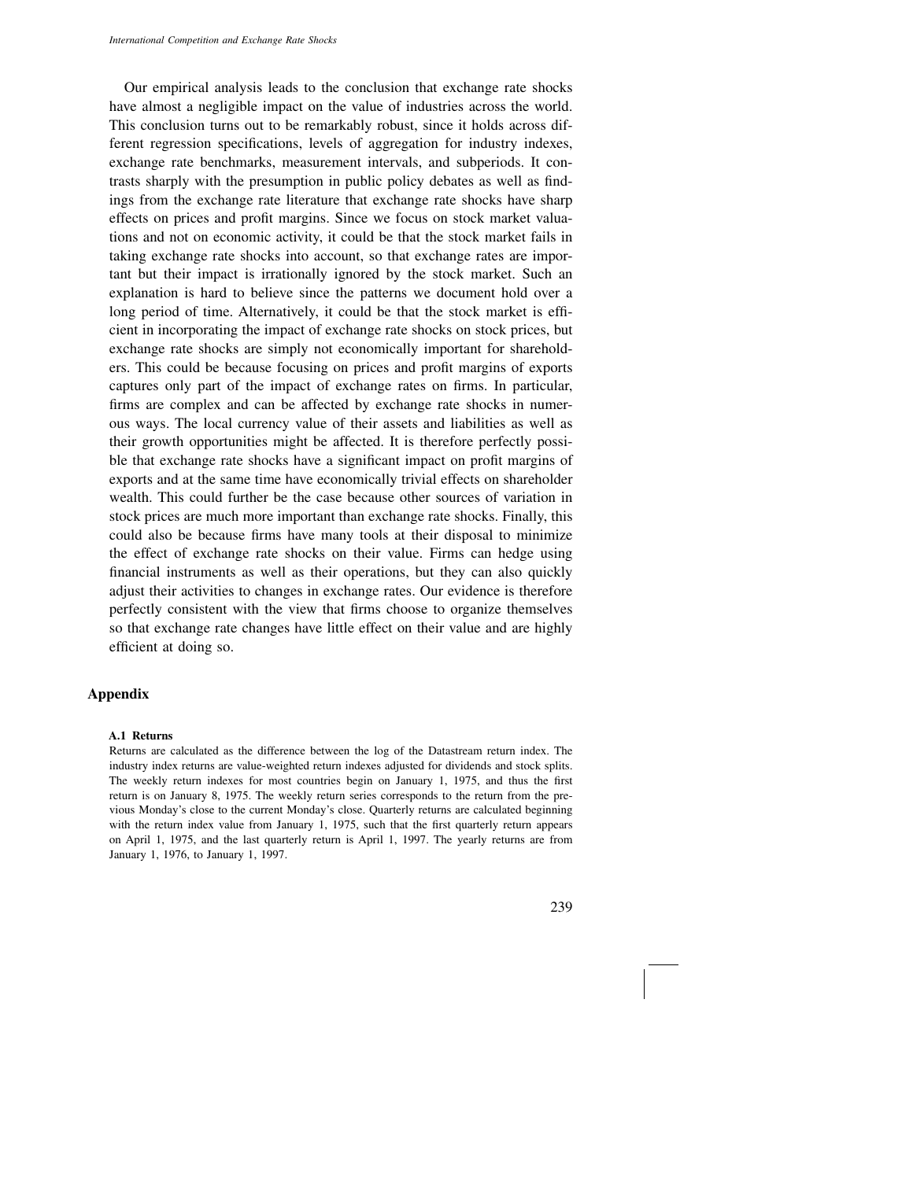Our empirical analysis leads to the conclusion that exchange rate shocks have almost a negligible impact on the value of industries across the world. This conclusion turns out to be remarkably robust, since it holds across different regression specifications, levels of aggregation for industry indexes, exchange rate benchmarks, measurement intervals, and subperiods. It contrasts sharply with the presumption in public policy debates as well as findings from the exchange rate literature that exchange rate shocks have sharp effects on prices and profit margins. Since we focus on stock market valuations and not on economic activity, it could be that the stock market fails in taking exchange rate shocks into account, so that exchange rates are important but their impact is irrationally ignored by the stock market. Such an explanation is hard to believe since the patterns we document hold over a long period of time. Alternatively, it could be that the stock market is efficient in incorporating the impact of exchange rate shocks on stock prices, but exchange rate shocks are simply not economically important for shareholders. This could be because focusing on prices and profit margins of exports captures only part of the impact of exchange rates on firms. In particular, firms are complex and can be affected by exchange rate shocks in numerous ways. The local currency value of their assets and liabilities as well as their growth opportunities might be affected. It is therefore perfectly possible that exchange rate shocks have a significant impact on profit margins of exports and at the same time have economically trivial effects on shareholder wealth. This could further be the case because other sources of variation in stock prices are much more important than exchange rate shocks. Finally, this could also be because firms have many tools at their disposal to minimize the effect of exchange rate shocks on their value. Firms can hedge using financial instruments as well as their operations, but they can also quickly adjust their activities to changes in exchange rates. Our evidence is therefore perfectly consistent with the view that firms choose to organize themselves so that exchange rate changes have little effect on their value and are highly efficient at doing so.

## Appendix

### A.1 Returns

Returns are calculated as the difference between the log of the Datastream return index. The industry index returns are value-weighted return indexes adjusted for dividends and stock splits. The weekly return indexes for most countries begin on January 1, 1975, and thus the first return is on January 8, 1975. The weekly return series corresponds to the return from the previous Monday's close to the current Monday's close. Quarterly returns are calculated beginning with the return index value from January 1, 1975, such that the first quarterly return appears on April 1, 1975, and the last quarterly return is April 1, 1997. The yearly returns are from January 1, 1976, to January 1, 1997.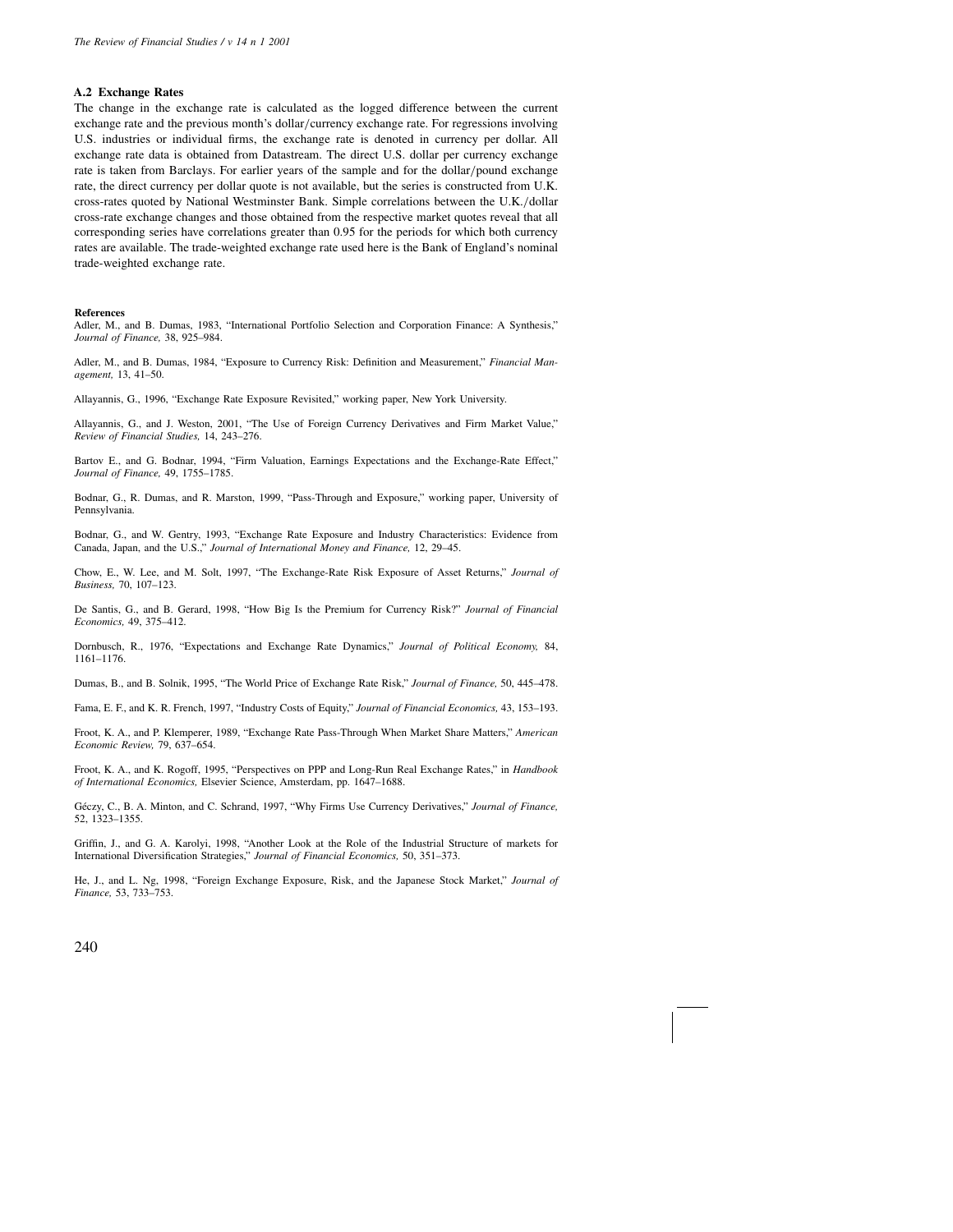### A.2 Exchange Rates

The change in the exchange rate is calculated as the logged difference between the current exchange rate and the previous month's dollar/currency exchange rate. For regressions involving U.S. industries or individual firms, the exchange rate is denoted in currency per dollar. All exchange rate data is obtained from Datastream. The direct U.S. dollar per currency exchange rate is taken from Barclays. For earlier years of the sample and for the dollar/pound exchange rate, the direct currency per dollar quote is not available, but the series is constructed from U.K. cross-rates quoted by National Westminster Bank. Simple correlations between the U.K./dollar cross-rate exchange changes and those obtained from the respective market quotes reveal that all corresponding series have correlations greater than 0.95 for the periods for which both currency rates are available. The trade-weighted exchange rate used here is the Bank of England's nominal trade-weighted exchange rate.

#### References

Adler, M., and B. Dumas, 1983, "International Portfolio Selection and Corporation Finance: A Synthesis," *Journal of Finance,* 38, 925–984.

Adler, M., and B. Dumas, 1984, "Exposure to Currency Risk: Definition and Measurement," *Financial Management,* 13, 41–50.

Allayannis, G., 1996, "Exchange Rate Exposure Revisited," working paper, New York University.

Allayannis, G., and J. Weston, 2001, "The Use of Foreign Currency Derivatives and Firm Market Value," *Review of Financial Studies,* 14, 243–276.

Bartov E., and G. Bodnar, 1994, "Firm Valuation, Earnings Expectations and the Exchange-Rate Effect," *Journal of Finance,* 49, 1755–1785.

Bodnar, G., R. Dumas, and R. Marston, 1999, "Pass-Through and Exposure," working paper, University of Pennsylvania.

Bodnar, G., and W. Gentry, 1993, "Exchange Rate Exposure and Industry Characteristics: Evidence from Canada, Japan, and the U.S.," *Journal of International Money and Finance,* 12, 29–45.

Chow, E., W. Lee, and M. Solt, 1997, "The Exchange-Rate Risk Exposure of Asset Returns," *Journal of Business,* 70, 107–123.

De Santis, G., and B. Gerard, 1998, "How Big Is the Premium for Currency Risk?" *Journal of Financial Economics,* 49, 375–412.

Dornbusch, R., 1976, "Expectations and Exchange Rate Dynamics," *Journal of Political Economy,* 84, 1161–1176.

Dumas, B., and B. Solnik, 1995, "The World Price of Exchange Rate Risk," *Journal of Finance,* 50, 445–478.

Fama, E. F., and K. R. French, 1997, "Industry Costs of Equity," *Journal of Financial Economics,* 43, 153–193.

Froot, K. A., and P. Klemperer, 1989, "Exchange Rate Pass-Through When Market Share Matters," *American Economic Review,* 79, 637–654.

Froot, K. A., and K. Rogoff, 1995, "Perspectives on PPP and Long-Run Real Exchange Rates," in *Handbook of International Economics,* Elsevier Science, Amsterdam, pp. 1647–1688.

Géczy, C., B. A. Minton, and C. Schrand, 1997, "Why Firms Use Currency Derivatives," *Journal of Finance,* 52, 1323–1355.

Griffin, J., and G. A. Karolyi, 1998, "Another Look at the Role of the Industrial Structure of markets for International Diversification Strategies," *Journal of Financial Economics,* 50, 351–373.

He, J., and L. Ng, 1998, "Foreign Exchange Exposure, Risk, and the Japanese Stock Market," *Journal of Finance,* 53, 733–753.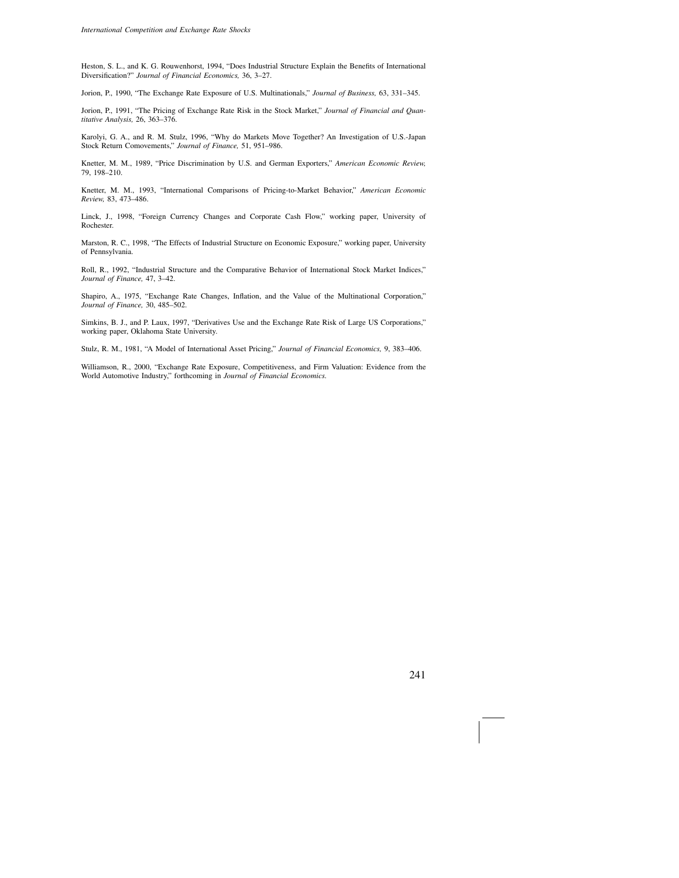Heston, S. L., and K. G. Rouwenhorst, 1994, "Does Industrial Structure Explain the Benefits of International Diversification?" *Journal of Financial Economics,* 36, 3–27.

Jorion, P., 1990, "The Exchange Rate Exposure of U.S. Multinationals," *Journal of Business,* 63, 331–345.

Jorion, P., 1991, "The Pricing of Exchange Rate Risk in the Stock Market," *Journal of Financial and Quantitative Analysis,* 26, 363–376.

Karolyi, G. A., and R. M. Stulz, 1996, "Why do Markets Move Together? An Investigation of U.S.-Japan Stock Return Comovements," *Journal of Finance,* 51, 951–986.

Knetter, M. M., 1989, "Price Discrimination by U.S. and German Exporters," *American Economic Review,* 79, 198–210.

Knetter, M. M., 1993, "International Comparisons of Pricing-to-Market Behavior," *American Economic Review,* 83, 473–486.

Linck, J., 1998, "Foreign Currency Changes and Corporate Cash Flow," working paper, University of Rochester.

Marston, R. C., 1998, "The Effects of Industrial Structure on Economic Exposure," working paper, University of Pennsylvania.

Roll, R., 1992, "Industrial Structure and the Comparative Behavior of International Stock Market Indices," *Journal of Finance,* 47, 3–42.

Shapiro, A., 1975, "Exchange Rate Changes, Inflation, and the Value of the Multinational Corporation," *Journal of Finance,* 30, 485–502.

Simkins, B. J., and P. Laux, 1997, "Derivatives Use and the Exchange Rate Risk of Large US Corporations," working paper, Oklahoma State University.

Stulz, R. M., 1981, "A Model of International Asset Pricing," *Journal of Financial Economics,* 9, 383–406.

Williamson, R., 2000, "Exchange Rate Exposure, Competitiveness, and Firm Valuation: Evidence from the World Automotive Industry," forthcoming in *Journal of Financial Economics.*